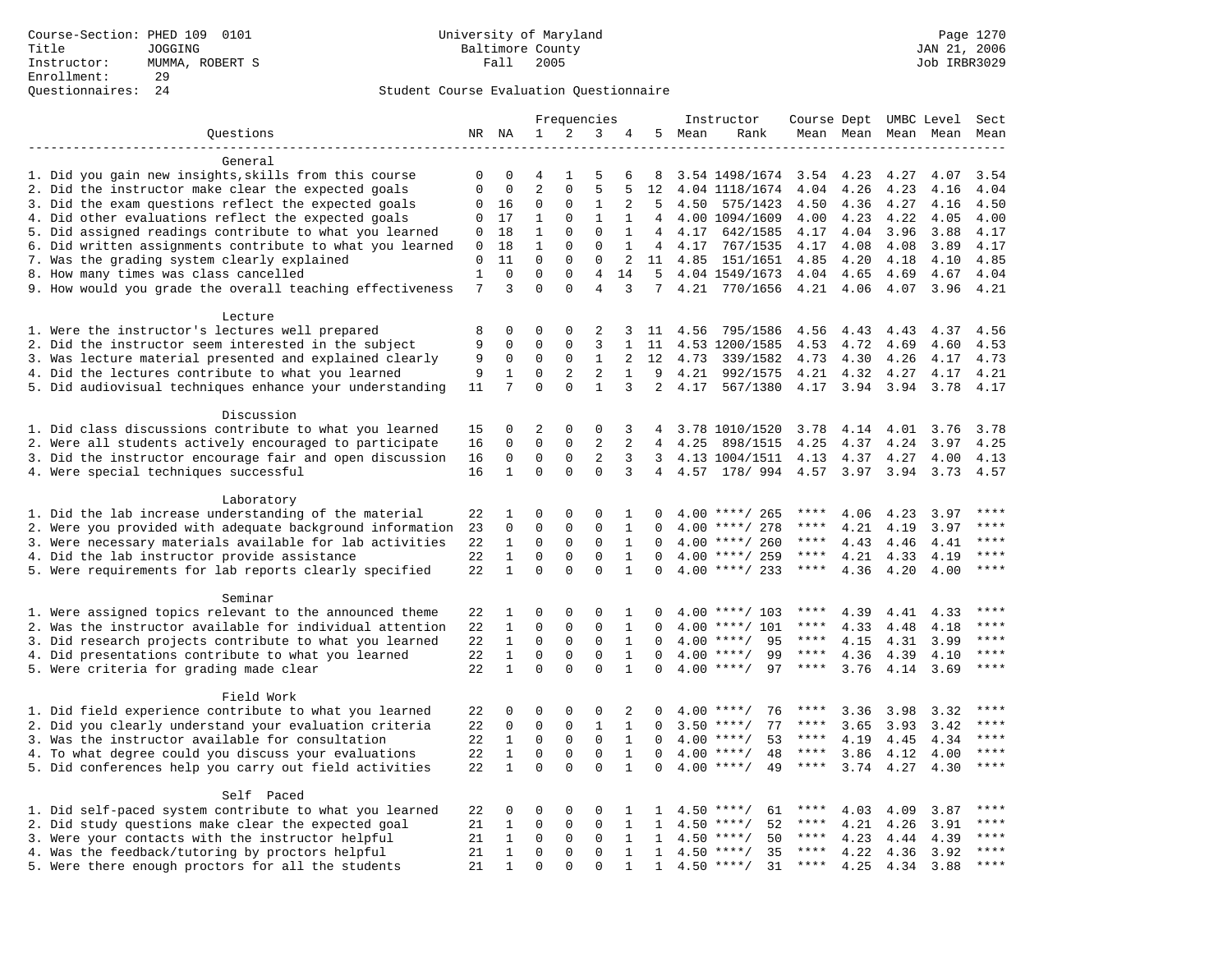Course-Section: PHED 109 0101
Title: JOGGING
Instructor: MUMMA, ROBERT S
Enrollment: 29
Questionnaires: 24

University of Maryland
Baltimore County
Fall 2005

JAN 21, 2006
Job IRBR3029

## Student Course Evaluation Questionnaire

| Questions | NR | NA | 1 | 2 | 3 | 4 | 5 | Instructor Mean | Rank | Course Mean | Dept Mean | UMBC Mean | Level Mean | Sect Mean |
|---|---|---|---|---|---|---|---|---|---|---|---|---|---|---|
| **General** | | | | | | | | | | | | | | |
| 1. Did you gain new insights,skills from this course | 0 | 0 | 4 | 1 | 5 | 6 | 8 | 3.54 | 1498/1674 | 3.54 | 4.23 | 4.27 | 4.07 | 3.54 |
| 2. Did the instructor make clear the expected goals | 0 | 0 | 2 | 0 | 5 | 5 | 12 | 4.04 | 1118/1674 | 4.04 | 4.26 | 4.23 | 4.16 | 4.04 |
| 3. Did the exam questions reflect the expected goals | 0 | 16 | 0 | 0 | 1 | 2 | 5 | 4.50 | 575/1423 | 4.50 | 4.36 | 4.27 | 4.16 | 4.50 |
| 4. Did other evaluations reflect the expected goals | 0 | 17 | 1 | 0 | 1 | 1 | 4 | 4.00 | 1094/1609 | 4.00 | 4.23 | 4.22 | 4.05 | 4.00 |
| 5. Did assigned readings contribute to what you learned | 0 | 18 | 1 | 0 | 0 | 1 | 4 | 4.17 | 642/1585 | 4.17 | 4.04 | 3.96 | 3.88 | 4.17 |
| 6. Did written assignments contribute to what you learned | 0 | 18 | 1 | 0 | 0 | 1 | 4 | 4.17 | 767/1535 | 4.17 | 4.08 | 4.08 | 3.89 | 4.17 |
| 7. Was the grading system clearly explained | 0 | 11 | 0 | 0 | 0 | 2 | 11 | 4.85 | 151/1651 | 4.85 | 4.20 | 4.18 | 4.10 | 4.85 |
| 8. How many times was class cancelled | 1 | 0 | 0 | 0 | 4 | 14 | 5 | 4.04 | 1549/1673 | 4.04 | 4.65 | 4.69 | 4.67 | 4.04 |
| 9. How would you grade the overall teaching effectiveness | 7 | 3 | 0 | 0 | 4 | 3 | 7 | 4.21 | 770/1656 | 4.21 | 4.06 | 4.07 | 3.96 | 4.21 |
| **Lecture** | | | | | | | | | | | | | | |
| 1. Were the instructor's lectures well prepared | 8 | 0 | 0 | 0 | 2 | 3 | 11 | 4.56 | 795/1586 | 4.56 | 4.43 | 4.43 | 4.37 | 4.56 |
| 2. Did the instructor seem interested in the subject | 9 | 0 | 0 | 0 | 3 | 1 | 11 | 4.53 | 1200/1585 | 4.53 | 4.72 | 4.69 | 4.60 | 4.53 |
| 3. Was lecture material presented and explained clearly | 9 | 0 | 0 | 0 | 1 | 2 | 12 | 4.73 | 339/1582 | 4.73 | 4.30 | 4.26 | 4.17 | 4.73 |
| 4. Did the lectures contribute to what you learned | 9 | 1 | 0 | 2 | 2 | 1 | 9 | 4.21 | 992/1575 | 4.21 | 4.32 | 4.27 | 4.17 | 4.21 |
| 5. Did audiovisual techniques enhance your understanding | 11 | 7 | 0 | 0 | 1 | 3 | 2 | 4.17 | 567/1380 | 4.17 | 3.94 | 3.94 | 3.78 | 4.17 |
| **Discussion** | | | | | | | | | | | | | | |
| 1. Did class discussions contribute to what you learned | 15 | 0 | 2 | 0 | 0 | 3 | 4 | 3.78 | 1010/1520 | 3.78 | 4.14 | 4.01 | 3.76 | 3.78 |
| 2. Were all students actively encouraged to participate | 16 | 0 | 0 | 0 | 2 | 2 | 4 | 4.25 | 898/1515 | 4.25 | 4.37 | 4.24 | 3.97 | 4.25 |
| 3. Did the instructor encourage fair and open discussion | 16 | 0 | 0 | 0 | 2 | 3 | 3 | 4.13 | 1004/1511 | 4.13 | 4.37 | 4.27 | 4.00 | 4.13 |
| 4. Were special techniques successful | 16 | 1 | 0 | 0 | 0 | 3 | 4 | 4.57 | 178/ 994 | 4.57 | 3.97 | 3.94 | 3.73 | 4.57 |
| **Laboratory** | | | | | | | | | | | | | | |
| 1. Did the lab increase understanding of the material | 22 | 1 | 0 | 0 | 0 | 1 | 0 | 4.00 | ****/ 265 | **** | 4.06 | 4.23 | 3.97 | **** |
| 2. Were you provided with adequate background information | 23 | 0 | 0 | 0 | 0 | 1 | 0 | 4.00 | ****/ 278 | **** | 4.21 | 4.19 | 3.97 | **** |
| 3. Were necessary materials available for lab activities | 22 | 1 | 0 | 0 | 0 | 1 | 0 | 4.00 | ****/ 260 | **** | 4.43 | 4.46 | 4.41 | **** |
| 4. Did the lab instructor provide assistance | 22 | 1 | 0 | 0 | 0 | 1 | 0 | 4.00 | ****/ 259 | **** | 4.21 | 4.33 | 4.19 | **** |
| 5. Were requirements for lab reports clearly specified | 22 | 1 | 0 | 0 | 0 | 1 | 0 | 4.00 | ****/ 233 | **** | 4.36 | 4.20 | 4.00 | **** |
| **Seminar** | | | | | | | | | | | | | | |
| 1. Were assigned topics relevant to the announced theme | 22 | 1 | 0 | 0 | 0 | 1 | 0 | 4.00 | ****/ 103 | **** | 4.39 | 4.41 | 4.33 | **** |
| 2. Was the instructor available for individual attention | 22 | 1 | 0 | 0 | 0 | 1 | 0 | 4.00 | ****/ 101 | **** | 4.33 | 4.48 | 4.18 | **** |
| 3. Did research projects contribute to what you learned | 22 | 1 | 0 | 0 | 0 | 1 | 0 | 4.00 | ****/ 95 | **** | 4.15 | 4.31 | 3.99 | **** |
| 4. Did presentations contribute to what you learned | 22 | 1 | 0 | 0 | 0 | 1 | 0 | 4.00 | ****/ 99 | **** | 4.36 | 4.39 | 4.10 | **** |
| 5. Were criteria for grading made clear | 22 | 1 | 0 | 0 | 0 | 1 | 0 | 4.00 | ****/ 97 | **** | 3.76 | 4.14 | 3.69 | **** |
| **Field Work** | | | | | | | | | | | | | | |
| 1. Did field experience contribute to what you learned | 22 | 0 | 0 | 0 | 0 | 2 | 0 | 4.00 | ****/ 76 | **** | 3.36 | 3.98 | 3.32 | **** |
| 2. Did you clearly understand your evaluation criteria | 22 | 0 | 0 | 0 | 1 | 1 | 0 | 3.50 | ****/ 77 | **** | 3.65 | 3.93 | 3.42 | **** |
| 3. Was the instructor available for consultation | 22 | 1 | 0 | 0 | 0 | 1 | 0 | 4.00 | ****/ 53 | **** | 4.19 | 4.45 | 4.34 | **** |
| 4. To what degree could you discuss your evaluations | 22 | 1 | 0 | 0 | 0 | 1 | 0 | 4.00 | ****/ 48 | **** | 3.86 | 4.12 | 4.00 | **** |
| 5. Did conferences help you carry out field activities | 22 | 1 | 0 | 0 | 0 | 1 | 0 | 4.00 | ****/ 49 | **** | 3.74 | 4.27 | 4.30 | **** |
| **Self Paced** | | | | | | | | | | | | | | |
| 1. Did self-paced system contribute to what you learned | 22 | 0 | 0 | 0 | 0 | 1 | 1 | 4.50 | ****/ 61 | **** | 4.03 | 4.09 | 3.87 | **** |
| 2. Did study questions make clear the expected goal | 21 | 1 | 0 | 0 | 0 | 1 | 1 | 4.50 | ****/ 52 | **** | 4.21 | 4.26 | 3.91 | **** |
| 3. Were your contacts with the instructor helpful | 21 | 1 | 0 | 0 | 0 | 1 | 1 | 4.50 | ****/ 50 | **** | 4.23 | 4.44 | 4.39 | **** |
| 4. Was the feedback/tutoring by proctors helpful | 21 | 1 | 0 | 0 | 0 | 1 | 1 | 4.50 | ****/ 35 | **** | 4.22 | 4.36 | 3.92 | **** |
| 5. Were there enough proctors for all the students | 21 | 1 | 0 | 0 | 0 | 1 | 1 | 4.50 | ****/ 31 | **** | 4.25 | 4.34 | 3.88 | **** |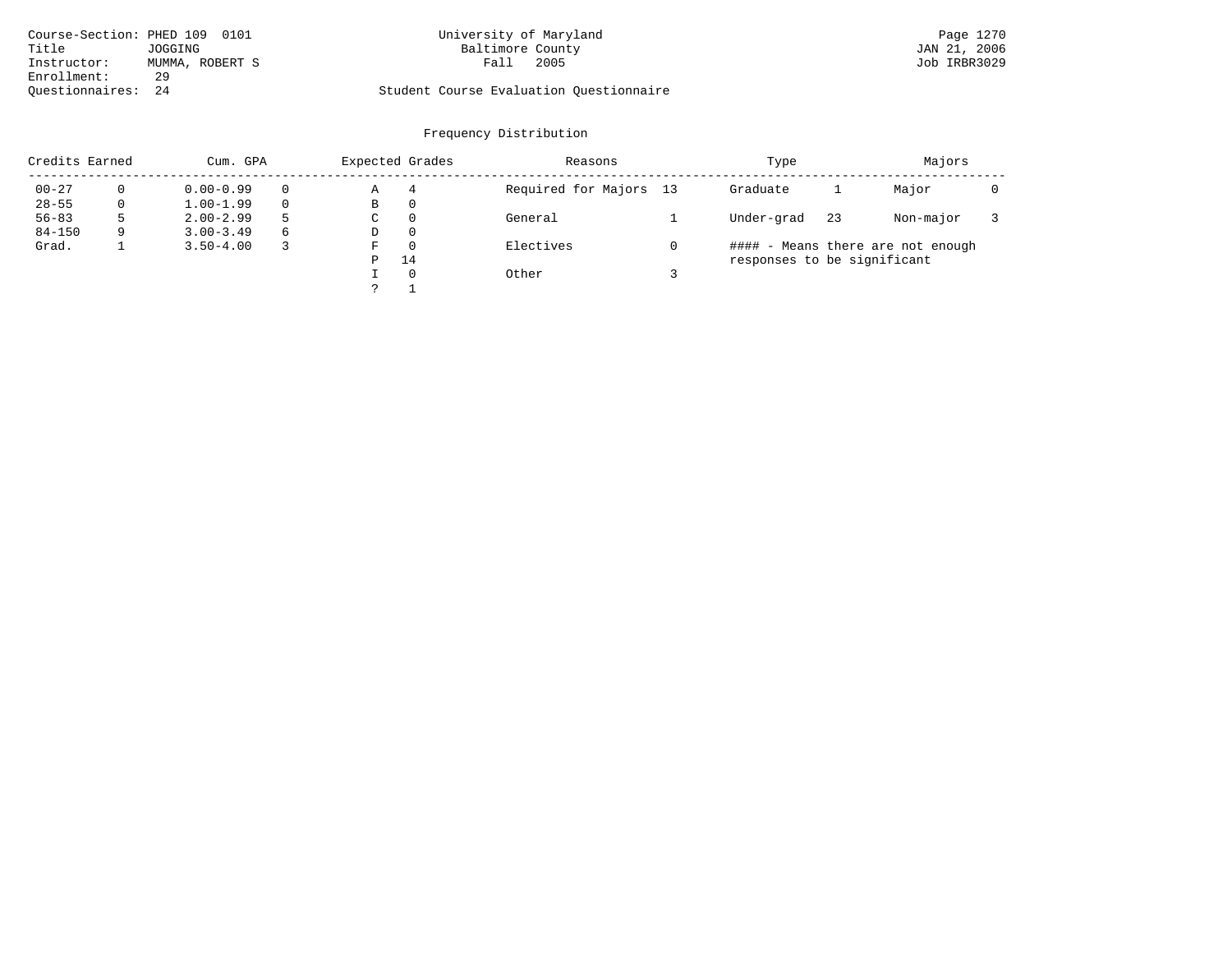Course-Section: PHED 109 0101
Title: JOGGING
Instructor: MUMMA, ROBERT S
Enrollment: 29
Questionnaires: 24

University of Maryland
Baltimore County
Fall 2005

Student Course Evaluation Questionnaire

Page 1270
JAN 21, 2006
Job IRBR3029

## Frequency Distribution

| Credits Earned | | Cum. GPA | | Expected Grades | | Reasons | | Type | | Majors | |
|---|---|---|---|---|---|---|---|---|---|---|---|
| 00-27 | 0 | 0.00-0.99 | 0 | A | 4 | Required for Majors | 13 | Graduate | 1 | Major | 0 |
| 28-55 | 0 | 1.00-1.99 | 0 | B | 0 | | | | | | |
| 56-83 | 5 | 2.00-2.99 | 5 | C | 0 | General | 1 | Under-grad | 23 | Non-major | 3 |
| 84-150 | 9 | 3.00-3.49 | 6 | D | 0 | | | | | | |
| Grad. | 1 | 3.50-4.00 | 3 | F | 0 | Electives | 0 | | | | |
| | | | | P | 14 | | | | | | |
| | | | | I | 0 | Other | 3 | | | | |
| | | | | ? | 1 | | | | | | |

#### - Means there are not enough responses to be significant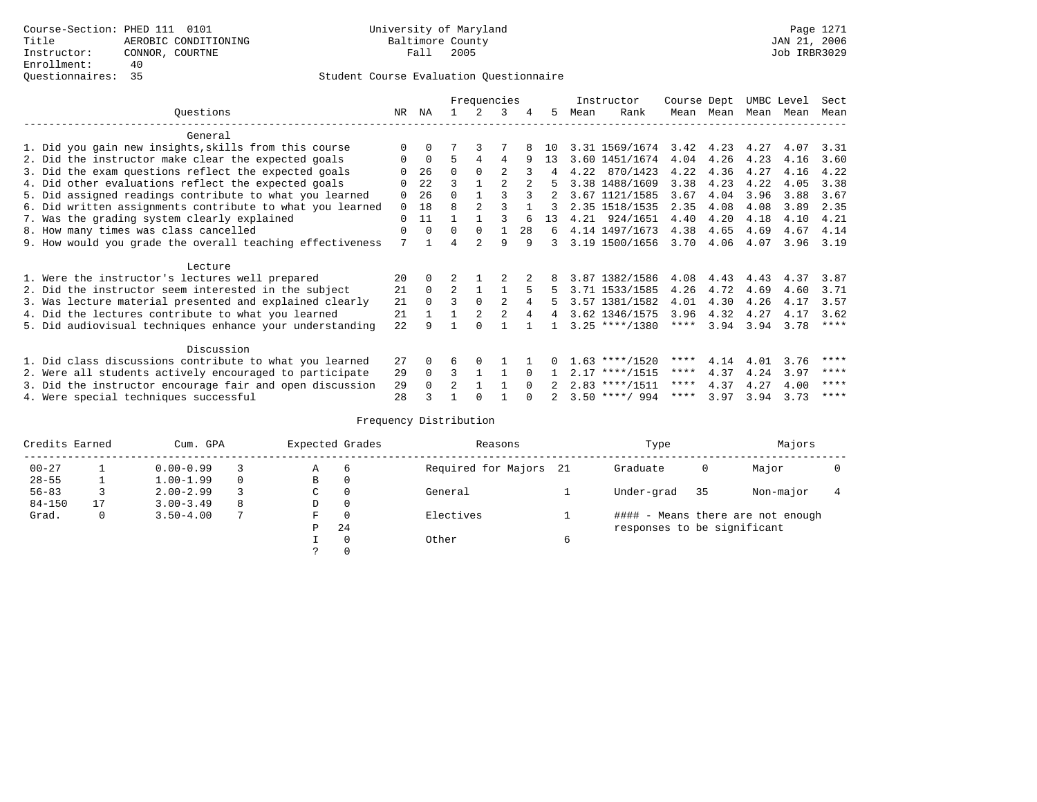Course-Section: PHED 111 0101
Title: AEROBIC CONDITIONING
Instructor: CONNOR, COURTNE
Enrollment: 40
Questionnaires: 35

University of Maryland
Baltimore County
Fall 2005

Page 1271
JAN 21, 2006
Job IRBR3029

## Student Course Evaluation Questionnaire

| Questions | NR | NA | 1 | 2 | 3 | 4 | 5 | Instructor Mean | Instructor Rank | Course Mean | Dept Mean | UMBC Mean | Level Mean | Sect Mean |
|---|---|---|---|---|---|---|---|---|---|---|---|---|---|---|
| **General** | | | | | | | | | | | | | | |
| 1. Did you gain new insights,skills from this course | 0 | 0 | 7 | 3 | 7 | 8 | 10 | 3.31 | 1569/1674 | 3.42 | 4.23 | 4.27 | 4.07 | 3.31 |
| 2. Did the instructor make clear the expected goals | 0 | 0 | 5 | 4 | 4 | 9 | 13 | 3.60 | 1451/1674 | 4.04 | 4.26 | 4.23 | 4.16 | 3.60 |
| 3. Did the exam questions reflect the expected goals | 0 | 26 | 0 | 0 | 2 | 3 | 4 | 4.22 | 870/1423 | 4.22 | 4.36 | 4.27 | 4.16 | 4.22 |
| 4. Did other evaluations reflect the expected goals | 0 | 22 | 3 | 1 | 2 | 2 | 5 | 3.38 | 1488/1609 | 3.38 | 4.23 | 4.22 | 4.05 | 3.38 |
| 5. Did assigned readings contribute to what you learned | 0 | 26 | 0 | 1 | 3 | 3 | 2 | 3.67 | 1121/1585 | 3.67 | 4.04 | 3.96 | 3.88 | 3.67 |
| 6. Did written assignments contribute to what you learned | 0 | 18 | 8 | 2 | 3 | 1 | 3 | 2.35 | 1518/1535 | 2.35 | 4.08 | 4.08 | 3.89 | 2.35 |
| 7. Was the grading system clearly explained | 0 | 11 | 1 | 1 | 3 | 6 | 13 | 4.21 | 924/1651 | 4.40 | 4.20 | 4.18 | 4.10 | 4.21 |
| 8. How many times was class cancelled | 0 | 0 | 0 | 0 | 1 | 28 | 6 | 4.14 | 1497/1673 | 4.38 | 4.65 | 4.69 | 4.67 | 4.14 |
| 9. How would you grade the overall teaching effectiveness | 7 | 1 | 4 | 2 | 9 | 9 | 3 | 3.19 | 1500/1656 | 3.70 | 4.06 | 4.07 | 3.96 | 3.19 |
| **Lecture** | | | | | | | | | | | | | | |
| 1. Were the instructor's lectures well prepared | 20 | 0 | 2 | 1 | 2 | 2 | 8 | 3.87 | 1382/1586 | 4.08 | 4.43 | 4.43 | 4.37 | 3.87 |
| 2. Did the instructor seem interested in the subject | 21 | 0 | 2 | 1 | 1 | 5 | 5 | 3.71 | 1533/1585 | 4.26 | 4.72 | 4.69 | 4.60 | 3.71 |
| 3. Was lecture material presented and explained clearly | 21 | 0 | 3 | 0 | 2 | 4 | 5 | 3.57 | 1381/1582 | 4.01 | 4.30 | 4.26 | 4.17 | 3.57 |
| 4. Did the lectures contribute to what you learned | 21 | 1 | 1 | 2 | 2 | 4 | 4 | 3.62 | 1346/1575 | 3.96 | 4.32 | 4.27 | 4.17 | 3.62 |
| 5. Did audiovisual techniques enhance your understanding | 22 | 9 | 1 | 0 | 1 | 1 | 1 | 3.25 | ****/1380 | **** | 3.94 | 3.94 | 3.78 | **** |
| **Discussion** | | | | | | | | | | | | | | |
| 1. Did class discussions contribute to what you learned | 27 | 0 | 6 | 0 | 1 | 1 | 0 | 1.63 | ****/1520 | **** | 4.14 | 4.01 | 3.76 | **** |
| 2. Were all students actively encouraged to participate | 29 | 0 | 3 | 1 | 1 | 0 | 1 | 2.17 | ****/1515 | **** | 4.37 | 4.24 | 3.97 | **** |
| 3. Did the instructor encourage fair and open discussion | 29 | 0 | 2 | 1 | 1 | 0 | 2 | 2.83 | ****/1511 | **** | 4.37 | 4.27 | 4.00 | **** |
| 4. Were special techniques successful | 28 | 3 | 1 | 0 | 1 | 0 | 2 | 3.50 | ****/ 994 | **** | 3.97 | 3.94 | 3.73 | **** |

## Frequency Distribution

| Credits Earned | | Cum. GPA | | Expected Grades | | Reasons | | Type | | Majors | |
|---|---|---|---|---|---|---|---|---|---|---|---|
| 00-27 | 1 | 0.00-0.99 | 3 | A | 6 | Required for Majors | 21 | Graduate | 0 | Major | 0 |
| 28-55 | 1 | 1.00-1.99 | 0 | B | 0 | | | | | | |
| 56-83 | 3 | 2.00-2.99 | 3 | C | 0 | General | 1 | Under-grad | 35 | Non-major | 4 |
| 84-150 | 17 | 3.00-3.49 | 8 | D | 0 | | | | | | |
| Grad. | 0 | 3.50-4.00 | 7 | F | 0 | Electives | 1 | | | | |
| | | | | P | 24 | | | | | | |
| | | | | I | 0 | Other | 6 | | | | |
| | | | | ? | 0 | | | | | | |

#### - Means there are not enough responses to be significant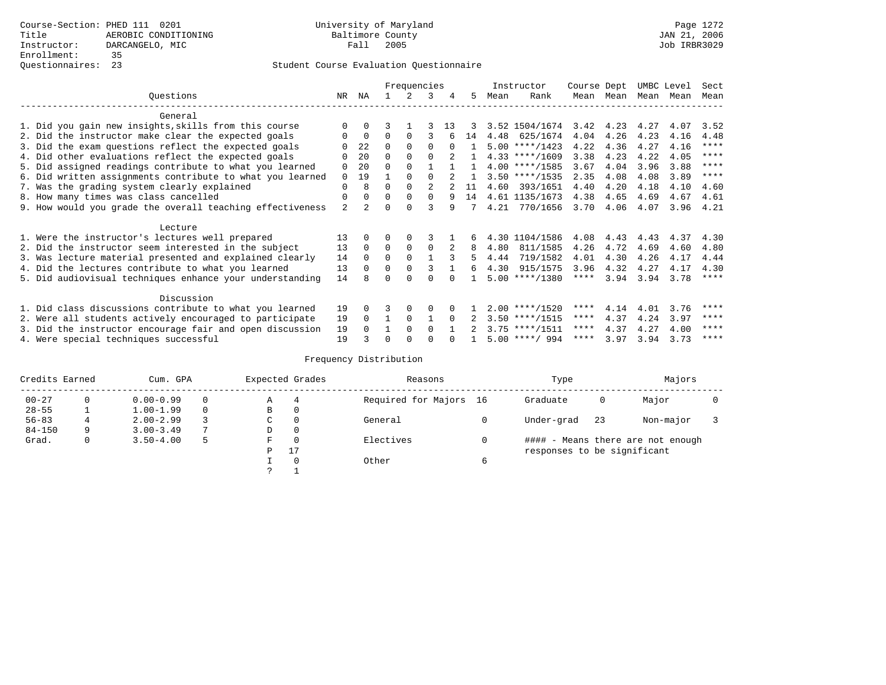Course-Section: PHED 111 0201
Title: AEROBIC CONDITIONING
Instructor: DARCANGELO, MIC
Enrollment: 35
Questionnaires: 23

University of Maryland
Baltimore County
Fall 2005

JAN 21, 2006
Job IRBR3029

## Student Course Evaluation Questionnaire

| Questions | NR | NA | 1 | 2 | 3 | 4 | 5 | Instructor Mean | Instructor Rank | Course Mean | Dept Mean | UMBC Mean | Level Mean | Sect Mean |
|---|---|---|---|---|---|---|---|---|---|---|---|---|---|---|
| **General** | | | | | | | | | | | | | | |
| 1. Did you gain new insights,skills from this course | 0 | 0 | 3 | 1 | 3 | 13 | 3 | 3.52 | 1504/1674 | 3.42 | 4.23 | 4.27 | 4.07 | 3.52 |
| 2. Did the instructor make clear the expected goals | 0 | 0 | 0 | 0 | 3 | 6 | 14 | 4.48 | 625/1674 | 4.04 | 4.26 | 4.23 | 4.16 | 4.48 |
| 3. Did the exam questions reflect the expected goals | 0 | 22 | 0 | 0 | 0 | 0 | 1 | 5.00 | ****/1423 | 4.22 | 4.36 | 4.27 | 4.16 | **** |
| 4. Did other evaluations reflect the expected goals | 0 | 20 | 0 | 0 | 0 | 2 | 1 | 4.33 | ****/1609 | 3.38 | 4.23 | 4.22 | 4.05 | **** |
| 5. Did assigned readings contribute to what you learned | 0 | 20 | 0 | 0 | 1 | 1 | 1 | 4.00 | ****/1585 | 3.67 | 4.04 | 3.96 | 3.88 | **** |
| 6. Did written assignments contribute to what you learned | 0 | 19 | 1 | 0 | 0 | 2 | 1 | 3.50 | ****/1535 | 2.35 | 4.08 | 4.08 | 3.89 | **** |
| 7. Was the grading system clearly explained | 0 | 8 | 0 | 0 | 2 | 2 | 11 | 4.60 | 393/1651 | 4.40 | 4.20 | 4.18 | 4.10 | 4.60 |
| 8. How many times was class cancelled | 0 | 0 | 0 | 0 | 0 | 9 | 14 | 4.61 | 1135/1673 | 4.38 | 4.65 | 4.69 | 4.67 | 4.61 |
| 9. How would you grade the overall teaching effectiveness | 2 | 2 | 0 | 0 | 3 | 9 | 7 | 4.21 | 770/1656 | 3.70 | 4.06 | 4.07 | 3.96 | 4.21 |
| **Lecture** | | | | | | | | | | | | | | |
| 1. Were the instructor's lectures well prepared | 13 | 0 | 0 | 0 | 3 | 1 | 6 | 4.30 | 1104/1586 | 4.08 | 4.43 | 4.43 | 4.37 | 4.30 |
| 2. Did the instructor seem interested in the subject | 13 | 0 | 0 | 0 | 0 | 2 | 8 | 4.80 | 811/1585 | 4.26 | 4.72 | 4.69 | 4.60 | 4.80 |
| 3. Was lecture material presented and explained clearly | 14 | 0 | 0 | 0 | 1 | 3 | 5 | 4.44 | 719/1582 | 4.01 | 4.30 | 4.26 | 4.17 | 4.44 |
| 4. Did the lectures contribute to what you learned | 13 | 0 | 0 | 0 | 3 | 1 | 6 | 4.30 | 915/1575 | 3.96 | 4.32 | 4.27 | 4.17 | 4.30 |
| 5. Did audiovisual techniques enhance your understanding | 14 | 8 | 0 | 0 | 0 | 0 | 1 | 5.00 | ****/1380 | **** | 3.94 | 3.94 | 3.78 | **** |
| **Discussion** | | | | | | | | | | | | | | |
| 1. Did class discussions contribute to what you learned | 19 | 0 | 3 | 0 | 0 | 0 | 1 | 2.00 | ****/1520 | **** | 4.14 | 4.01 | 3.76 | **** |
| 2. Were all students actively encouraged to participate | 19 | 0 | 1 | 0 | 1 | 0 | 2 | 3.50 | ****/1515 | **** | 4.37 | 4.24 | 3.97 | **** |
| 3. Did the instructor encourage fair and open discussion | 19 | 0 | 1 | 0 | 0 | 1 | 2 | 3.75 | ****/1511 | **** | 4.37 | 4.27 | 4.00 | **** |
| 4. Were special techniques successful | 19 | 3 | 0 | 0 | 0 | 0 | 1 | 5.00 | ****/ 994 | **** | 3.97 | 3.94 | 3.73 | **** |

## Frequency Distribution

| Credits Earned | | Cum. GPA | | Expected Grades | | Reasons | | Type | | Majors | |
|---|---|---|---|---|---|---|---|---|---|---|---|
| 00-27 | 0 | 0.00-0.99 | 0 | A | 4 | Required for Majors | 16 | Graduate | 0 | Major | 0 |
| 28-55 | 1 | 1.00-1.99 | 0 | B | 0 | | | | | | |
| 56-83 | 4 | 2.00-2.99 | 3 | C | 0 | General | 0 | Under-grad | 23 | Non-major | 3 |
| 84-150 | 9 | 3.00-3.49 | 7 | D | 0 | | | | | | |
| Grad. | 0 | 3.50-4.00 | 5 | F | 0 | Electives | 0 | #### - Means there are not enough responses to be significant | | | |
| | | | | P | 17 | | | | | | |
| | | | | I | 0 | Other | 6 | | | | |
| | | | | ? | 1 | | | | | | |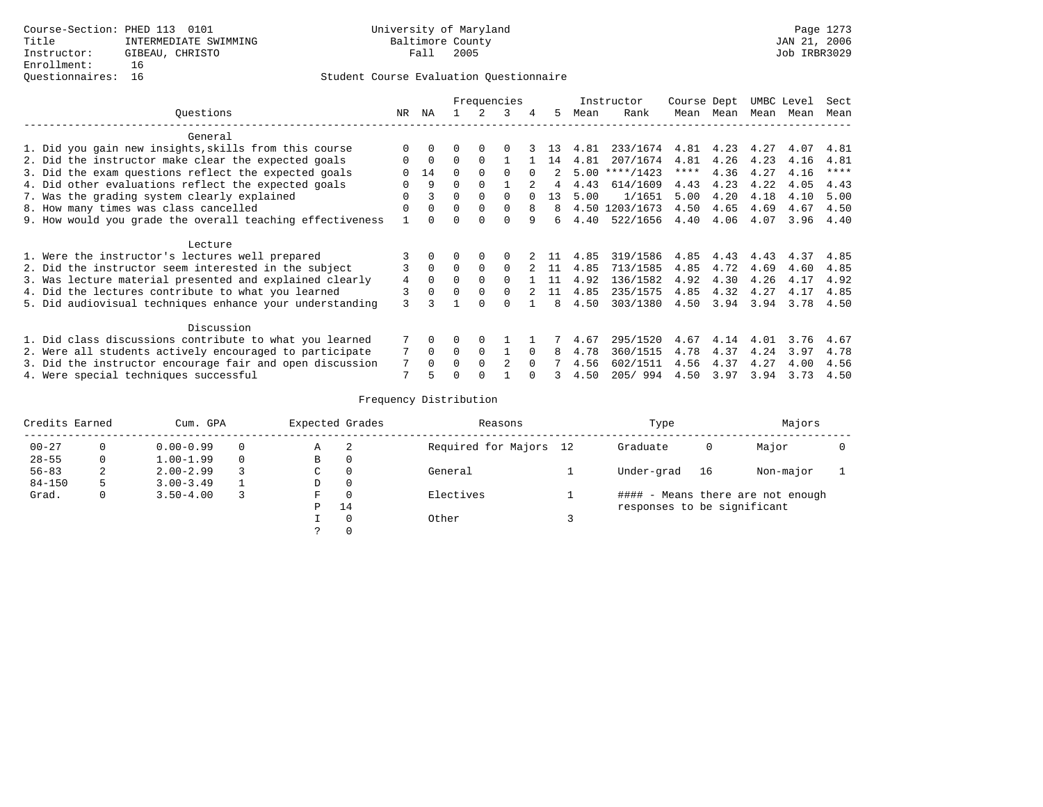Course-Section: PHED 113 0101
Title: INTERMEDIATE SWIMMING
Instructor: GIBEAU, CHRISTO
Enrollment: 16
Questionnaires: 16

University of Maryland
Baltimore County
Fall 2005

JAN 21, 2006
Job IRBR3029

## Student Course Evaluation Questionnaire

| Questions | NR | NA | 1 | 2 | 3 | 4 | 5 | Instructor Mean | Rank | Course Mean | Dept Mean | UMBC Mean | Level Mean | Sect Mean |
|---|---|---|---|---|---|---|---|---|---|---|---|---|---|---|
| **General** | | | | | | | | | | | | | | |
| 1. Did you gain new insights,skills from this course | 0 | 0 | 0 | 0 | 0 | 3 | 13 | 4.81 | 233/1674 | 4.81 | 4.23 | 4.27 | 4.07 | 4.81 |
| 2. Did the instructor make clear the expected goals | 0 | 0 | 0 | 0 | 1 | 1 | 14 | 4.81 | 207/1674 | 4.81 | 4.26 | 4.23 | 4.16 | 4.81 |
| 3. Did the exam questions reflect the expected goals | 0 | 14 | 0 | 0 | 0 | 0 | 2 | 5.00 | ****/1423 | **** | 4.36 | 4.27 | 4.16 | **** |
| 4. Did other evaluations reflect the expected goals | 0 | 9 | 0 | 0 | 1 | 2 | 4 | 4.43 | 614/1609 | 4.43 | 4.23 | 4.22 | 4.05 | 4.43 |
| 7. Was the grading system clearly explained | 0 | 3 | 0 | 0 | 0 | 0 | 13 | 5.00 | 1/1651 | 5.00 | 4.20 | 4.18 | 4.10 | 5.00 |
| 8. How many times was class cancelled | 0 | 0 | 0 | 0 | 0 | 8 | 8 | 4.50 | 1203/1673 | 4.50 | 4.65 | 4.69 | 4.67 | 4.50 |
| 9. How would you grade the overall teaching effectiveness | 1 | 0 | 0 | 0 | 0 | 9 | 6 | 4.40 | 522/1656 | 4.40 | 4.06 | 4.07 | 3.96 | 4.40 |
| **Lecture** | | | | | | | | | | | | | | |
| 1. Were the instructor's lectures well prepared | 3 | 0 | 0 | 0 | 0 | 2 | 11 | 4.85 | 319/1586 | 4.85 | 4.43 | 4.43 | 4.37 | 4.85 |
| 2. Did the instructor seem interested in the subject | 3 | 0 | 0 | 0 | 0 | 2 | 11 | 4.85 | 713/1585 | 4.85 | 4.72 | 4.69 | 4.60 | 4.85 |
| 3. Was lecture material presented and explained clearly | 4 | 0 | 0 | 0 | 0 | 1 | 11 | 4.92 | 136/1582 | 4.92 | 4.30 | 4.26 | 4.17 | 4.92 |
| 4. Did the lectures contribute to what you learned | 3 | 0 | 0 | 0 | 0 | 2 | 11 | 4.85 | 235/1575 | 4.85 | 4.32 | 4.27 | 4.17 | 4.85 |
| 5. Did audiovisual techniques enhance your understanding | 3 | 3 | 1 | 0 | 0 | 1 | 8 | 4.50 | 303/1380 | 4.50 | 3.94 | 3.94 | 3.78 | 4.50 |
| **Discussion** | | | | | | | | | | | | | | |
| 1. Did class discussions contribute to what you learned | 7 | 0 | 0 | 0 | 1 | 1 | 7 | 4.67 | 295/1520 | 4.67 | 4.14 | 4.01 | 3.76 | 4.67 |
| 2. Were all students actively encouraged to participate | 7 | 0 | 0 | 0 | 1 | 0 | 8 | 4.78 | 360/1515 | 4.78 | 4.37 | 4.24 | 3.97 | 4.78 |
| 3. Did the instructor encourage fair and open discussion | 7 | 0 | 0 | 0 | 2 | 0 | 7 | 4.56 | 602/1511 | 4.56 | 4.37 | 4.27 | 4.00 | 4.56 |
| 4. Were special techniques successful | 7 | 5 | 0 | 0 | 1 | 0 | 3 | 4.50 | 205/ 994 | 4.50 | 3.97 | 3.94 | 3.73 | 4.50 |

## Frequency Distribution

| Credits Earned | | Cum. GPA | | Expected Grades | | Reasons | | Type | | Majors | |
|---|---|---|---|---|---|---|---|---|---|---|---|
| 00-27 | 0 | 0.00-0.99 | 0 | A | 2 | Required for Majors | 12 | Graduate | 0 | Major | 0 |
| 28-55 | 0 | 1.00-1.99 | 0 | B | 0 | | | | | | |
| 56-83 | 2 | 2.00-2.99 | 3 | C | 0 | General | 1 | Under-grad | 16 | Non-major | 1 |
| 84-150 | 5 | 3.00-3.49 | 1 | D | 0 | | | | | | |
| Grad. | 0 | 3.50-4.00 | 3 | F | 0 | Electives | 1 | | | | |
| | | | | P | 14 | | | | | | |
| | | | | I | 0 | Other | 3 | | | | |
| | | | | ? | 0 | | | | | | |

#### - Means there are not enough responses to be significant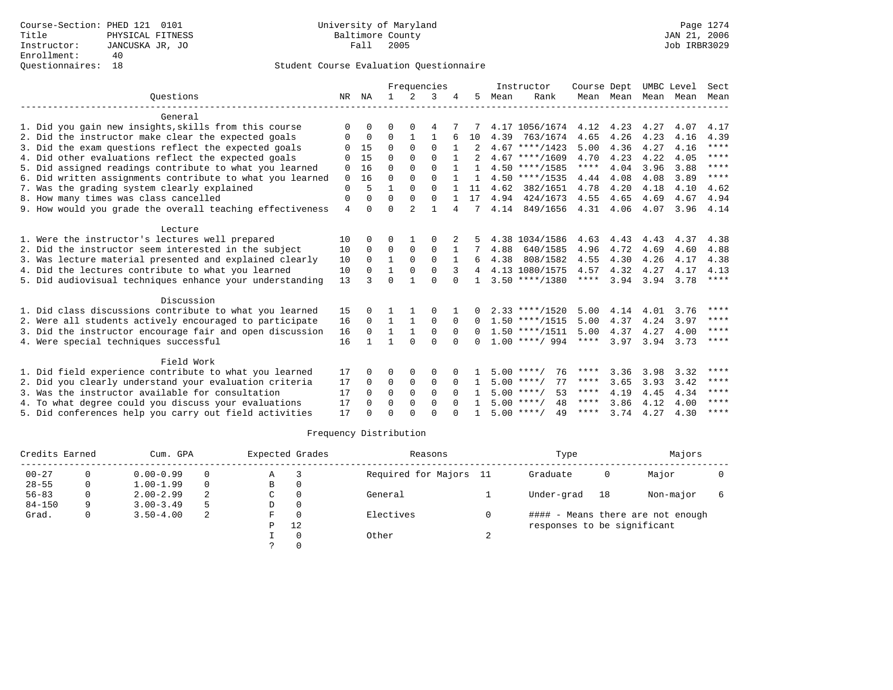Course-Section: PHED 121 0101
Title: PHYSICAL FITNESS
Instructor: JANCUSKA JR, JO
Enrollment: 40
Questionnaires: 18

University of Maryland
Baltimore County
Fall 2005

Page 1274
JAN 21, 2006
Job IRBR3029

## Student Course Evaluation Questionnaire

| Questions | NR | NA | 1 | 2 | 3 | 4 | 5 | Instructor Mean | Instructor Rank | Course Mean | Dept Mean | UMBC Mean | Level Mean | Sect Mean |
|---|---|---|---|---|---|---|---|---|---|---|---|---|---|---|
| **General** | | | | | | | | | | | | | | |
| 1. Did you gain new insights,skills from this course | 0 | 0 | 0 | 0 | 4 | 7 | 7 | 4.17 | 1056/1674 | 4.12 | 4.23 | 4.27 | 4.07 | 4.17 |
| 2. Did the instructor make clear the expected goals | 0 | 0 | 0 | 1 | 1 | 6 | 10 | 4.39 | 763/1674 | 4.65 | 4.26 | 4.23 | 4.16 | 4.39 |
| 3. Did the exam questions reflect the expected goals | 0 | 15 | 0 | 0 | 0 | 1 | 2 | 4.67 | ****/1423 | 5.00 | 4.36 | 4.27 | 4.16 | **** |
| 4. Did other evaluations reflect the expected goals | 0 | 15 | 0 | 0 | 0 | 1 | 2 | 4.67 | ****/1609 | 4.70 | 4.23 | 4.22 | 4.05 | **** |
| 5. Did assigned readings contribute to what you learned | 0 | 16 | 0 | 0 | 0 | 1 | 1 | 4.50 | ****/1585 | **** | 4.04 | 3.96 | 3.88 | **** |
| 6. Did written assignments contribute to what you learned | 0 | 16 | 0 | 0 | 0 | 1 | 1 | 4.50 | ****/1535 | 4.44 | 4.08 | 4.08 | 3.89 | **** |
| 7. Was the grading system clearly explained | 0 | 5 | 1 | 0 | 0 | 1 | 11 | 4.62 | 382/1651 | 4.78 | 4.20 | 4.18 | 4.10 | 4.62 |
| 8. How many times was class cancelled | 0 | 0 | 0 | 0 | 0 | 1 | 17 | 4.94 | 424/1673 | 4.55 | 4.65 | 4.69 | 4.67 | 4.94 |
| 9. How would you grade the overall teaching effectiveness | 4 | 0 | 0 | 2 | 1 | 4 | 7 | 4.14 | 849/1656 | 4.31 | 4.06 | 4.07 | 3.96 | 4.14 |
| **Lecture** | | | | | | | | | | | | | | |
| 1. Were the instructor's lectures well prepared | 10 | 0 | 0 | 1 | 0 | 2 | 5 | 4.38 | 1034/1586 | 4.63 | 4.43 | 4.43 | 4.37 | 4.38 |
| 2. Did the instructor seem interested in the subject | 10 | 0 | 0 | 0 | 0 | 1 | 7 | 4.88 | 640/1585 | 4.96 | 4.72 | 4.69 | 4.60 | 4.88 |
| 3. Was lecture material presented and explained clearly | 10 | 0 | 1 | 0 | 0 | 1 | 6 | 4.38 | 808/1582 | 4.55 | 4.30 | 4.26 | 4.17 | 4.38 |
| 4. Did the lectures contribute to what you learned | 10 | 0 | 1 | 0 | 0 | 3 | 4 | 4.13 | 1080/1575 | 4.57 | 4.32 | 4.27 | 4.17 | 4.13 |
| 5. Did audiovisual techniques enhance your understanding | 13 | 3 | 0 | 1 | 0 | 0 | 1 | 3.50 | ****/1380 | **** | 3.94 | 3.94 | 3.78 | **** |
| **Discussion** | | | | | | | | | | | | | | |
| 1. Did class discussions contribute to what you learned | 15 | 0 | 1 | 1 | 0 | 1 | 0 | 2.33 | ****/1520 | 5.00 | 4.14 | 4.01 | 3.76 | **** |
| 2. Were all students actively encouraged to participate | 16 | 0 | 1 | 1 | 0 | 0 | 0 | 1.50 | ****/1515 | 5.00 | 4.37 | 4.24 | 3.97 | **** |
| 3. Did the instructor encourage fair and open discussion | 16 | 0 | 1 | 1 | 0 | 0 | 0 | 1.50 | ****/1511 | 5.00 | 4.37 | 4.27 | 4.00 | **** |
| 4. Were special techniques successful | 16 | 1 | 1 | 0 | 0 | 0 | 0 | 1.00 | ****/ 994 | **** | 3.97 | 3.94 | 3.73 | **** |
| **Field Work** | | | | | | | | | | | | | | |
| 1. Did field experience contribute to what you learned | 17 | 0 | 0 | 0 | 0 | 0 | 1 | 5.00 | ****/ 76 | **** | 3.36 | 3.98 | 3.32 | **** |
| 2. Did you clearly understand your evaluation criteria | 17 | 0 | 0 | 0 | 0 | 0 | 1 | 5.00 | ****/ 77 | **** | 3.65 | 3.93 | 3.42 | **** |
| 3. Was the instructor available for consultation | 17 | 0 | 0 | 0 | 0 | 0 | 1 | 5.00 | ****/ 53 | **** | 4.19 | 4.45 | 4.34 | **** |
| 4. To what degree could you discuss your evaluations | 17 | 0 | 0 | 0 | 0 | 0 | 1 | 5.00 | ****/ 48 | **** | 3.86 | 4.12 | 4.00 | **** |
| 5. Did conferences help you carry out field activities | 17 | 0 | 0 | 0 | 0 | 0 | 1 | 5.00 | ****/ 49 | **** | 3.74 | 4.27 | 4.30 | **** |

## Frequency Distribution

| Credits Earned | | Cum. GPA | | Expected Grades | | Reasons | | Type | | Majors | |
|---|---|---|---|---|---|---|---|---|---|---|---|
| 00-27 | 0 | 0.00-0.99 | 0 | A | 3 | Required for Majors | 11 | Graduate | 0 | Major | 0 |
| 28-55 | 0 | 1.00-1.99 | 0 | B | 0 | | | | | | |
| 56-83 | 0 | 2.00-2.99 | 2 | C | 0 | General | 1 | Under-grad | 18 | Non-major | 6 |
| 84-150 | 9 | 3.00-3.49 | 5 | D | 0 | | | | | | |
| Grad. | 0 | 3.50-4.00 | 2 | F | 0 | Electives | 0 | #### - Means there are not enough responses to be significant | | | |
| | | | | P | 12 | | | | | | |
| | | | | I | 0 | Other | 2 | | | | |
| | | | | ? | 0 | | | | | | |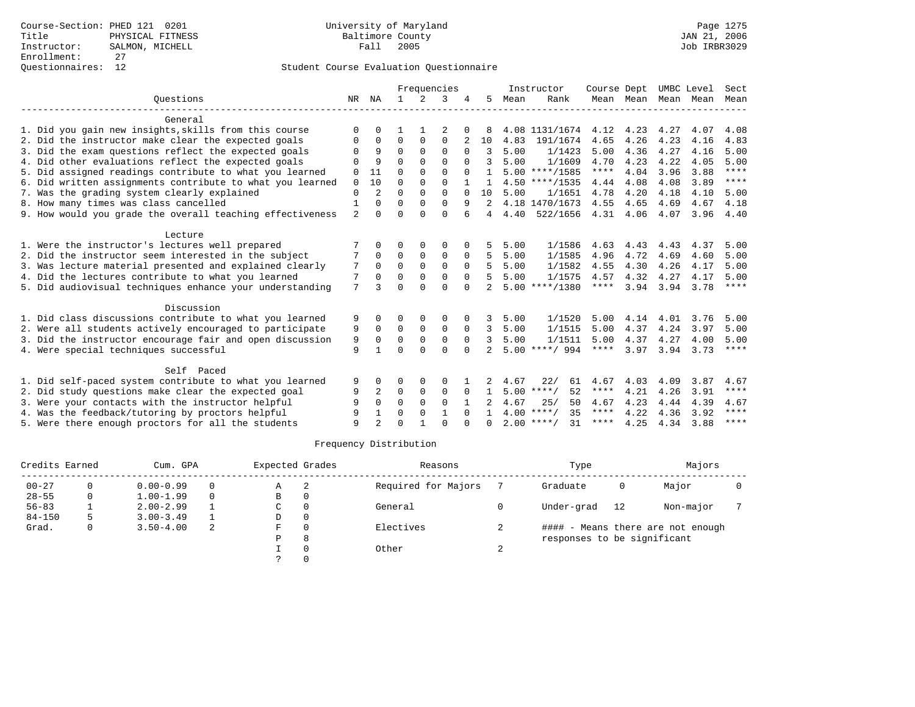Course-Section: PHED 121 0201
Title: PHYSICAL FITNESS
Instructor: SALMON, MICHELL
Enrollment: 27
Questionnaires: 12

University of Maryland
Baltimore County
Fall 2005

JAN 21, 2006
Job IRBR3029

## Student Course Evaluation Questionnaire

| Questions | NR | NA | 1 | 2 | 3 | 4 | 5 | Instructor Mean | Rank | Course Mean | Dept Mean | UMBC Mean | Level Mean | Sect Mean |
|---|---|---|---|---|---|---|---|---|---|---|---|---|---|---|
| **General** | | | | | | | | | | | | | | |
| 1. Did you gain new insights,skills from this course | 0 | 0 | 1 | 1 | 2 | 0 | 8 | 4.08 | 1131/1674 | 4.12 | 4.23 | 4.27 | 4.07 | 4.08 |
| 2. Did the instructor make clear the expected goals | 0 | 0 | 0 | 0 | 0 | 2 | 10 | 4.83 | 191/1674 | 4.65 | 4.26 | 4.23 | 4.16 | 4.83 |
| 3. Did the exam questions reflect the expected goals | 0 | 9 | 0 | 0 | 0 | 0 | 3 | 5.00 | 1/1423 | 5.00 | 4.36 | 4.27 | 4.16 | 5.00 |
| 4. Did other evaluations reflect the expected goals | 0 | 9 | 0 | 0 | 0 | 0 | 3 | 5.00 | 1/1609 | 4.70 | 4.23 | 4.22 | 4.05 | 5.00 |
| 5. Did assigned readings contribute to what you learned | 0 | 11 | 0 | 0 | 0 | 0 | 1 | 5.00 | ****/1585 | **** | 4.04 | 3.96 | 3.88 | **** |
| 6. Did written assignments contribute to what you learned | 0 | 10 | 0 | 0 | 0 | 1 | 1 | 4.50 | ****/1535 | 4.44 | 4.08 | 4.08 | 3.89 | **** |
| 7. Was the grading system clearly explained | 0 | 2 | 0 | 0 | 0 | 0 | 10 | 5.00 | 1/1651 | 4.78 | 4.20 | 4.18 | 4.10 | 5.00 |
| 8. How many times was class cancelled | 1 | 0 | 0 | 0 | 0 | 9 | 2 | 4.18 | 1470/1673 | 4.55 | 4.65 | 4.69 | 4.67 | 4.18 |
| 9. How would you grade the overall teaching effectiveness | 2 | 0 | 0 | 0 | 0 | 6 | 4 | 4.40 | 522/1656 | 4.31 | 4.06 | 4.07 | 3.96 | 4.40 |
| **Lecture** | | | | | | | | | | | | | | |
| 1. Were the instructor's lectures well prepared | 7 | 0 | 0 | 0 | 0 | 0 | 5 | 5.00 | 1/1586 | 4.63 | 4.43 | 4.43 | 4.37 | 5.00 |
| 2. Did the instructor seem interested in the subject | 7 | 0 | 0 | 0 | 0 | 0 | 5 | 5.00 | 1/1585 | 4.96 | 4.72 | 4.69 | 4.60 | 5.00 |
| 3. Was lecture material presented and explained clearly | 7 | 0 | 0 | 0 | 0 | 0 | 5 | 5.00 | 1/1582 | 4.55 | 4.30 | 4.26 | 4.17 | 5.00 |
| 4. Did the lectures contribute to what you learned | 7 | 0 | 0 | 0 | 0 | 0 | 5 | 5.00 | 1/1575 | 4.57 | 4.32 | 4.27 | 4.17 | 5.00 |
| 5. Did audiovisual techniques enhance your understanding | 7 | 3 | 0 | 0 | 0 | 0 | 2 | 5.00 | ****/1380 | **** | 3.94 | 3.94 | 3.78 | **** |
| **Discussion** | | | | | | | | | | | | | | |
| 1. Did class discussions contribute to what you learned | 9 | 0 | 0 | 0 | 0 | 0 | 3 | 5.00 | 1/1520 | 5.00 | 4.14 | 4.01 | 3.76 | 5.00 |
| 2. Were all students actively encouraged to participate | 9 | 0 | 0 | 0 | 0 | 0 | 3 | 5.00 | 1/1515 | 5.00 | 4.37 | 4.24 | 3.97 | 5.00 |
| 3. Did the instructor encourage fair and open discussion | 9 | 0 | 0 | 0 | 0 | 0 | 3 | 5.00 | 1/1511 | 5.00 | 4.37 | 4.27 | 4.00 | 5.00 |
| 4. Were special techniques successful | 9 | 1 | 0 | 0 | 0 | 0 | 2 | 5.00 | ****/ 994 | **** | 3.97 | 3.94 | 3.73 | **** |
| **Self Paced** | | | | | | | | | | | | | | |
| 1. Did self-paced system contribute to what you learned | 9 | 0 | 0 | 0 | 0 | 1 | 2 | 4.67 | 22/ 61 | 4.67 | 4.03 | 4.09 | 3.87 | 4.67 |
| 2. Did study questions make clear the expected goal | 9 | 2 | 0 | 0 | 0 | 0 | 1 | 5.00 | ****/ 52 | **** | 4.21 | 4.26 | 3.91 | **** |
| 3. Were your contacts with the instructor helpful | 9 | 0 | 0 | 0 | 0 | 1 | 2 | 4.67 | 25/ 50 | 4.67 | 4.23 | 4.44 | 4.39 | 4.67 |
| 4. Was the feedback/tutoring by proctors helpful | 9 | 1 | 0 | 0 | 1 | 0 | 1 | 4.00 | ****/ 35 | **** | 4.22 | 4.36 | 3.92 | **** |
| 5. Were there enough proctors for all the students | 9 | 2 | 0 | 1 | 0 | 0 | 0 | 2.00 | ****/ 31 | **** | 4.25 | 4.34 | 3.88 | **** |

## Frequency Distribution

| Credits Earned | | Cum. GPA | | Expected Grades | | Reasons | | Type | | Majors | |
|---|---|---|---|---|---|---|---|---|---|---|---|
| 00-27 | 0 | 0.00-0.99 | 0 | A | 2 | Required for Majors | 7 | Graduate | 0 | Major | 0 |
| 28-55 | 0 | 1.00-1.99 | 0 | B | 0 | | | | | | |
| 56-83 | 1 | 2.00-2.99 | 1 | C | 0 | General | 0 | Under-grad | 12 | Non-major | 7 |
| 84-150 | 5 | 3.00-3.49 | 1 | D | 0 | | | | | | |
| Grad. | 0 | 3.50-4.00 | 2 | F | 0 | Electives | 2 | #### - Means there are not enough responses to be significant | | | |
| | | | | P | 8 | | | | | | |
| | | | | I | 0 | Other | 2 | | | | |
| | | | | ? | 0 | | | | | | |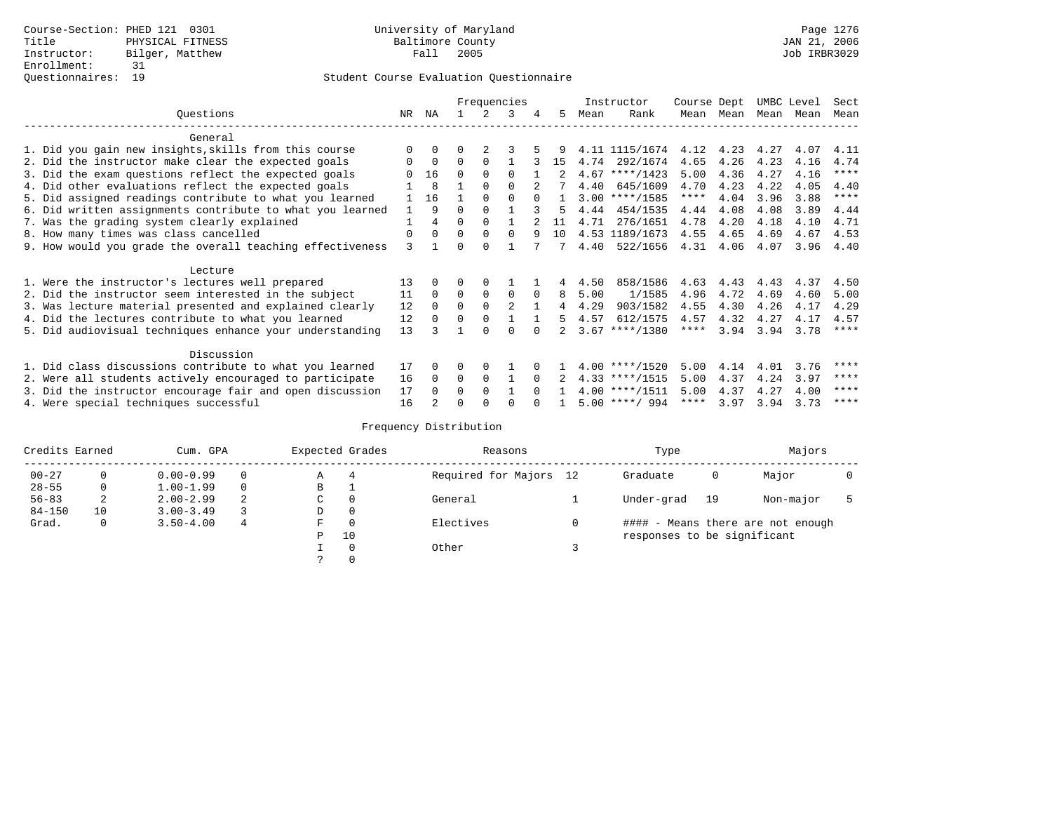Course-Section: PHED 121 0301
Title: PHYSICAL FITNESS
Instructor: Bilger, Matthew
Enrollment: 31
Questionnaires: 19

University of Maryland
Baltimore County
Fall 2005

JAN 21, 2006
Job IRBR3029

## Student Course Evaluation Questionnaire

| Questions | NR | NA | 1 | 2 | 3 | 4 | 5 | Instructor Mean | Instructor Rank | Course Mean | Dept Mean | UMBC Mean | Level Mean | Sect Mean |
|---|---|---|---|---|---|---|---|---|---|---|---|---|---|---|
| **General** | | | | | | | | | | | | | | |
| 1. Did you gain new insights,skills from this course | 0 | 0 | 0 | 2 | 3 | 5 | 9 | 4.11 | 1115/1674 | 4.12 | 4.23 | 4.27 | 4.07 | 4.11 |
| 2. Did the instructor make clear the expected goals | 0 | 0 | 0 | 0 | 1 | 3 | 15 | 4.74 | 292/1674 | 4.65 | 4.26 | 4.23 | 4.16 | 4.74 |
| 3. Did the exam questions reflect the expected goals | 0 | 16 | 0 | 0 | 0 | 1 | 2 | 4.67 | ****/1423 | 5.00 | 4.36 | 4.27 | 4.16 | **** |
| 4. Did other evaluations reflect the expected goals | 1 | 8 | 1 | 0 | 0 | 2 | 7 | 4.40 | 645/1609 | 4.70 | 4.23 | 4.22 | 4.05 | 4.40 |
| 5. Did assigned readings contribute to what you learned | 1 | 16 | 1 | 0 | 0 | 0 | 1 | 3.00 | ****/1585 | **** | 4.04 | 3.96 | 3.88 | **** |
| 6. Did written assignments contribute to what you learned | 1 | 9 | 0 | 0 | 1 | 3 | 5 | 4.44 | 454/1535 | 4.44 | 4.08 | 4.08 | 3.89 | 4.44 |
| 7. Was the grading system clearly explained | 1 | 4 | 0 | 0 | 1 | 2 | 11 | 4.71 | 276/1651 | 4.78 | 4.20 | 4.18 | 4.10 | 4.71 |
| 8. How many times was class cancelled | 0 | 0 | 0 | 0 | 0 | 9 | 10 | 4.53 | 1189/1673 | 4.55 | 4.65 | 4.69 | 4.67 | 4.53 |
| 9. How would you grade the overall teaching effectiveness | 3 | 1 | 0 | 0 | 1 | 7 | 7 | 4.40 | 522/1656 | 4.31 | 4.06 | 4.07 | 3.96 | 4.40 |
| **Lecture** | | | | | | | | | | | | | | |
| 1. Were the instructor's lectures well prepared | 13 | 0 | 0 | 0 | 1 | 1 | 4 | 4.50 | 858/1586 | 4.63 | 4.43 | 4.43 | 4.37 | 4.50 |
| 2. Did the instructor seem interested in the subject | 11 | 0 | 0 | 0 | 0 | 0 | 8 | 5.00 | 1/1585 | 4.96 | 4.72 | 4.69 | 4.60 | 5.00 |
| 3. Was lecture material presented and explained clearly | 12 | 0 | 0 | 0 | 2 | 1 | 4 | 4.29 | 903/1582 | 4.55 | 4.30 | 4.26 | 4.17 | 4.29 |
| 4. Did the lectures contribute to what you learned | 12 | 0 | 0 | 0 | 1 | 1 | 5 | 4.57 | 612/1575 | 4.57 | 4.32 | 4.27 | 4.17 | 4.57 |
| 5. Did audiovisual techniques enhance your understanding | 13 | 3 | 1 | 0 | 0 | 0 | 2 | 3.67 | ****/1380 | **** | 3.94 | 3.94 | 3.78 | **** |
| **Discussion** | | | | | | | | | | | | | | |
| 1. Did class discussions contribute to what you learned | 17 | 0 | 0 | 0 | 1 | 0 | 1 | 4.00 | ****/1520 | 5.00 | 4.14 | 4.01 | 3.76 | **** |
| 2. Were all students actively encouraged to participate | 16 | 0 | 0 | 0 | 1 | 0 | 2 | 4.33 | ****/1515 | 5.00 | 4.37 | 4.24 | 3.97 | **** |
| 3. Did the instructor encourage fair and open discussion | 17 | 0 | 0 | 0 | 1 | 0 | 1 | 4.00 | ****/1511 | 5.00 | 4.37 | 4.27 | 4.00 | **** |
| 4. Were special techniques successful | 16 | 2 | 0 | 0 | 0 | 0 | 1 | 5.00 | ****/ 994 | **** | 3.97 | 3.94 | 3.73 | **** |

## Frequency Distribution

| Credits Earned | | Cum. GPA | | Expected Grades | | Reasons | | Type | | Majors | |
|---|---|---|---|---|---|---|---|---|---|---|---|
| 00-27 | 0 | 0.00-0.99 | 0 | A | 4 | Required for Majors | 12 | Graduate | 0 | Major | 0 |
| 28-55 | 0 | 1.00-1.99 | 0 | B | 1 | | | | | | |
| 56-83 | 2 | 2.00-2.99 | 2 | C | 0 | General | 1 | Under-grad | 19 | Non-major | 5 |
| 84-150 | 10 | 3.00-3.49 | 3 | D | 0 | | | | | | |
| Grad. | 0 | 3.50-4.00 | 4 | F | 0 | Electives | 0 | | | | |
| | | | | P | 10 | | | | | | |
| | | | | I | 0 | Other | 3 | | | | |
| | | | | ? | 0 | | | | | | |

#### - Means there are not enough responses to be significant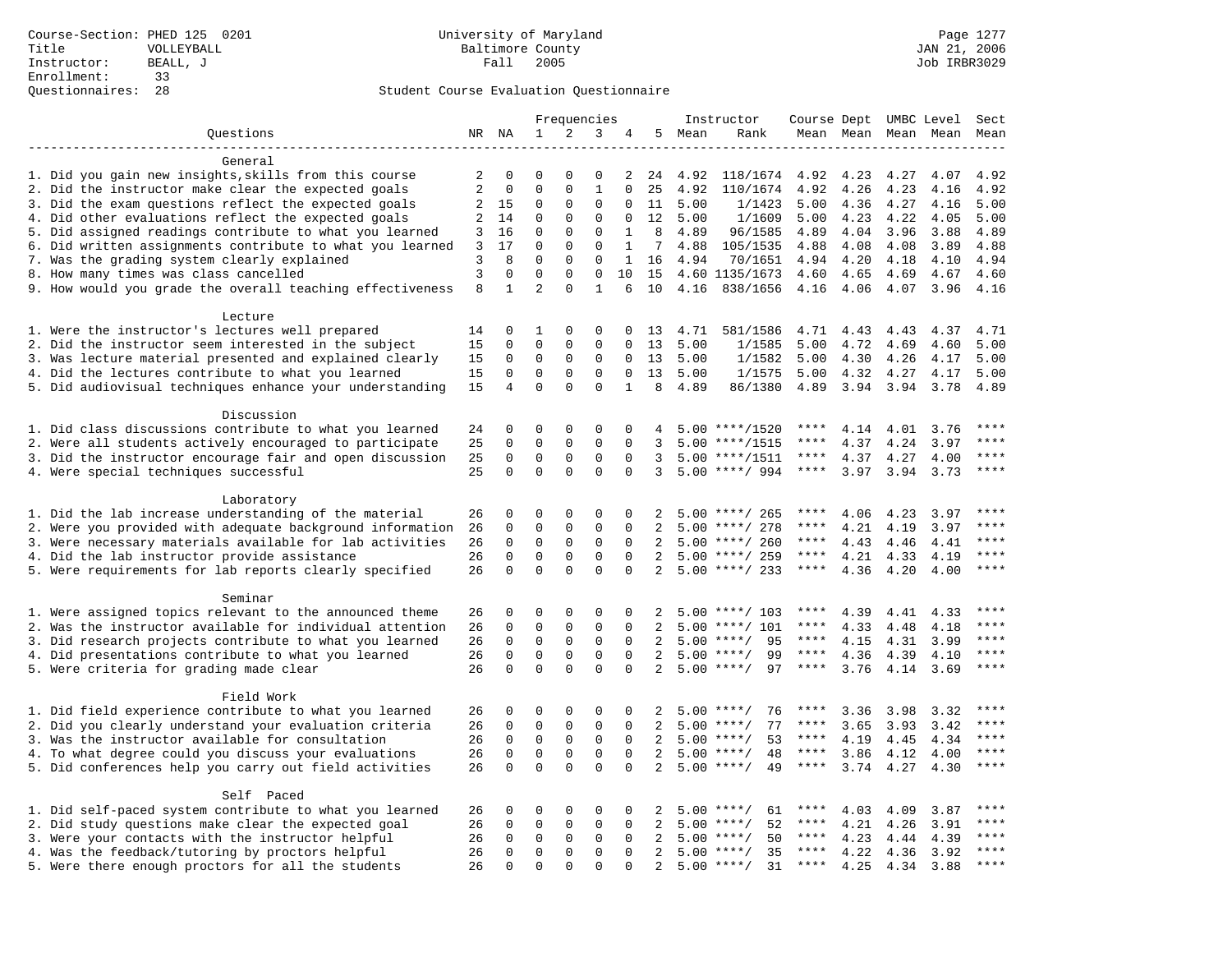Course-Section: PHED 125 0201
Title: VOLLEYBALL
Instructor: BEALL, J
Enrollment: 33
Questionnaires: 28

University of Maryland
Baltimore County
Fall 2005

Page 1277
JAN 21, 2006
Job IRBR3029

Student Course Evaluation Questionnaire

| Questions | NR | NA | 1 | 2 | 3 | 4 | 5 | Instructor Mean | Instructor Rank | Course Mean | Dept Mean | UMBC Mean | Level Mean | Sect Mean |
|---|---|---|---|---|---|---|---|---|---|---|---|---|---|---|
| **General** | | | | | | | | | | | | | | |
| 1. Did you gain new insights,skills from this course | 2 | 0 | 0 | 0 | 0 | 2 | 24 | 4.92 | 118/1674 | 4.92 | 4.23 | 4.27 | 4.07 | 4.92 |
| 2. Did the instructor make clear the expected goals | 2 | 0 | 0 | 0 | 1 | 0 | 25 | 4.92 | 110/1674 | 4.92 | 4.26 | 4.23 | 4.16 | 4.92 |
| 3. Did the exam questions reflect the expected goals | 2 | 15 | 0 | 0 | 0 | 0 | 11 | 5.00 | 1/1423 | 5.00 | 4.36 | 4.27 | 4.16 | 5.00 |
| 4. Did other evaluations reflect the expected goals | 2 | 14 | 0 | 0 | 0 | 0 | 12 | 5.00 | 1/1609 | 5.00 | 4.23 | 4.22 | 4.05 | 5.00 |
| 5. Did assigned readings contribute to what you learned | 3 | 16 | 0 | 0 | 0 | 1 | 8 | 4.89 | 96/1585 | 4.89 | 4.04 | 3.96 | 3.88 | 4.89 |
| 6. Did written assignments contribute to what you learned | 3 | 17 | 0 | 0 | 0 | 1 | 7 | 4.88 | 105/1535 | 4.88 | 4.08 | 4.08 | 3.89 | 4.88 |
| 7. Was the grading system clearly explained | 3 | 8 | 0 | 0 | 0 | 1 | 16 | 4.94 | 70/1651 | 4.94 | 4.20 | 4.18 | 4.10 | 4.94 |
| 8. How many times was class cancelled | 3 | 0 | 0 | 0 | 0 | 10 | 15 | 4.60 | 1135/1673 | 4.60 | 4.65 | 4.69 | 4.67 | 4.60 |
| 9. How would you grade the overall teaching effectiveness | 8 | 1 | 2 | 0 | 1 | 6 | 10 | 4.16 | 838/1656 | 4.16 | 4.06 | 4.07 | 3.96 | 4.16 |
| **Lecture** | | | | | | | | | | | | | | |
| 1. Were the instructor's lectures well prepared | 14 | 0 | 1 | 0 | 0 | 0 | 13 | 4.71 | 581/1586 | 4.71 | 4.43 | 4.43 | 4.37 | 4.71 |
| 2. Did the instructor seem interested in the subject | 15 | 0 | 0 | 0 | 0 | 0 | 13 | 5.00 | 1/1585 | 5.00 | 4.72 | 4.69 | 4.60 | 5.00 |
| 3. Was lecture material presented and explained clearly | 15 | 0 | 0 | 0 | 0 | 0 | 13 | 5.00 | 1/1582 | 5.00 | 4.30 | 4.26 | 4.17 | 5.00 |
| 4. Did the lectures contribute to what you learned | 15 | 0 | 0 | 0 | 0 | 0 | 13 | 5.00 | 1/1575 | 5.00 | 4.32 | 4.27 | 4.17 | 5.00 |
| 5. Did audiovisual techniques enhance your understanding | 15 | 4 | 0 | 0 | 0 | 1 | 8 | 4.89 | 86/1380 | 4.89 | 3.94 | 3.94 | 3.78 | 4.89 |
| **Discussion** | | | | | | | | | | | | | | |
| 1. Did class discussions contribute to what you learned | 24 | 0 | 0 | 0 | 0 | 0 | 4 | 5.00 | ****/1520 | **** | 4.14 | 4.01 | 3.76 | **** |
| 2. Were all students actively encouraged to participate | 25 | 0 | 0 | 0 | 0 | 0 | 3 | 5.00 | ****/1515 | **** | 4.37 | 4.24 | 3.97 | **** |
| 3. Did the instructor encourage fair and open discussion | 25 | 0 | 0 | 0 | 0 | 0 | 3 | 5.00 | ****/1511 | **** | 4.37 | 4.27 | 4.00 | **** |
| 4. Were special techniques successful | 25 | 0 | 0 | 0 | 0 | 0 | 3 | 5.00 | ****/ 994 | **** | 3.97 | 3.94 | 3.73 | **** |
| **Laboratory** | | | | | | | | | | | | | | |
| 1. Did the lab increase understanding of the material | 26 | 0 | 0 | 0 | 0 | 0 | 2 | 5.00 | ****/ 265 | **** | 4.06 | 4.23 | 3.97 | **** |
| 2. Were you provided with adequate background information | 26 | 0 | 0 | 0 | 0 | 0 | 2 | 5.00 | ****/ 278 | **** | 4.21 | 4.19 | 3.97 | **** |
| 3. Were necessary materials available for lab activities | 26 | 0 | 0 | 0 | 0 | 0 | 2 | 5.00 | ****/ 260 | **** | 4.43 | 4.46 | 4.41 | **** |
| 4. Did the lab instructor provide assistance | 26 | 0 | 0 | 0 | 0 | 0 | 2 | 5.00 | ****/ 259 | **** | 4.21 | 4.33 | 4.19 | **** |
| 5. Were requirements for lab reports clearly specified | 26 | 0 | 0 | 0 | 0 | 0 | 2 | 5.00 | ****/ 233 | **** | 4.36 | 4.20 | 4.00 | **** |
| **Seminar** | | | | | | | | | | | | | | |
| 1. Were assigned topics relevant to the announced theme | 26 | 0 | 0 | 0 | 0 | 0 | 2 | 5.00 | ****/ 103 | **** | 4.39 | 4.41 | 4.33 | **** |
| 2. Was the instructor available for individual attention | 26 | 0 | 0 | 0 | 0 | 0 | 2 | 5.00 | ****/ 101 | **** | 4.33 | 4.48 | 4.18 | **** |
| 3. Did research projects contribute to what you learned | 26 | 0 | 0 | 0 | 0 | 0 | 2 | 5.00 | ****/ 95 | **** | 4.15 | 4.31 | 3.99 | **** |
| 4. Did presentations contribute to what you learned | 26 | 0 | 0 | 0 | 0 | 0 | 2 | 5.00 | ****/ 99 | **** | 4.36 | 4.39 | 4.10 | **** |
| 5. Were criteria for grading made clear | 26 | 0 | 0 | 0 | 0 | 0 | 2 | 5.00 | ****/ 97 | **** | 3.76 | 4.14 | 3.69 | **** |
| **Field Work** | | | | | | | | | | | | | | |
| 1. Did field experience contribute to what you learned | 26 | 0 | 0 | 0 | 0 | 0 | 2 | 5.00 | ****/ 76 | **** | 3.36 | 3.98 | 3.32 | **** |
| 2. Did you clearly understand your evaluation criteria | 26 | 0 | 0 | 0 | 0 | 0 | 2 | 5.00 | ****/ 77 | **** | 3.65 | 3.93 | 3.42 | **** |
| 3. Was the instructor available for consultation | 26 | 0 | 0 | 0 | 0 | 0 | 2 | 5.00 | ****/ 53 | **** | 4.19 | 4.45 | 4.34 | **** |
| 4. To what degree could you discuss your evaluations | 26 | 0 | 0 | 0 | 0 | 0 | 2 | 5.00 | ****/ 48 | **** | 3.86 | 4.12 | 4.00 | **** |
| 5. Did conferences help you carry out field activities | 26 | 0 | 0 | 0 | 0 | 0 | 2 | 5.00 | ****/ 49 | **** | 3.74 | 4.27 | 4.30 | **** |
| **Self Paced** | | | | | | | | | | | | | | |
| 1. Did self-paced system contribute to what you learned | 26 | 0 | 0 | 0 | 0 | 0 | 2 | 5.00 | ****/ 61 | **** | 4.03 | 4.09 | 3.87 | **** |
| 2. Did study questions make clear the expected goal | 26 | 0 | 0 | 0 | 0 | 0 | 2 | 5.00 | ****/ 52 | **** | 4.21 | 4.26 | 3.91 | **** |
| 3. Were your contacts with the instructor helpful | 26 | 0 | 0 | 0 | 0 | 0 | 2 | 5.00 | ****/ 50 | **** | 4.23 | 4.44 | 4.39 | **** |
| 4. Was the feedback/tutoring by proctors helpful | 26 | 0 | 0 | 0 | 0 | 0 | 2 | 5.00 | ****/ 35 | **** | 4.22 | 4.36 | 3.92 | **** |
| 5. Were there enough proctors for all the students | 26 | 0 | 0 | 0 | 0 | 0 | 2 | 5.00 | ****/ 31 | **** | 4.25 | 4.34 | 3.88 | **** |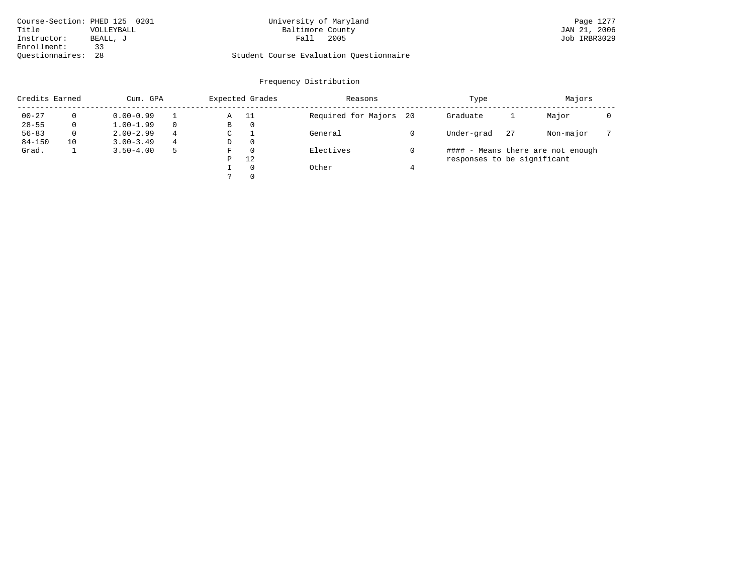Course-Section: PHED 125 0201
Title: VOLLEYBALL
Instructor: BEALL, J
Enrollment: 33
Questionnaires: 28

University of Maryland
Baltimore County
Fall 2005

Student Course Evaluation Questionnaire

Page 1277
JAN 21, 2006
Job IRBR3029

## Frequency Distribution

| Credits Earned | | Cum. GPA | | Expected Grades | | Reasons | | Type | | Majors | |
|---|---|---|---|---|---|---|---|---|---|---|---|
| 00-27 | 0 | 0.00-0.99 | 1 | A | 11 | Required for Majors | 20 | Graduate | 1 | Major | 0 |
| 28-55 | 0 | 1.00-1.99 | 0 | B | 0 | | | | | | |
| 56-83 | 0 | 2.00-2.99 | 4 | C | 1 | General | 0 | Under-grad | 27 | Non-major | 7 |
| 84-150 | 10 | 3.00-3.49 | 4 | D | 0 | | | | | | |
| Grad. | 1 | 3.50-4.00 | 5 | F | 0 | Electives | 0 | | | | |
| | | | | P | 12 | | | | | | |
| | | | | I | 0 | Other | 4 | | | | |
| | | | | ? | 0 | | | | | | |

#### - Means there are not enough responses to be significant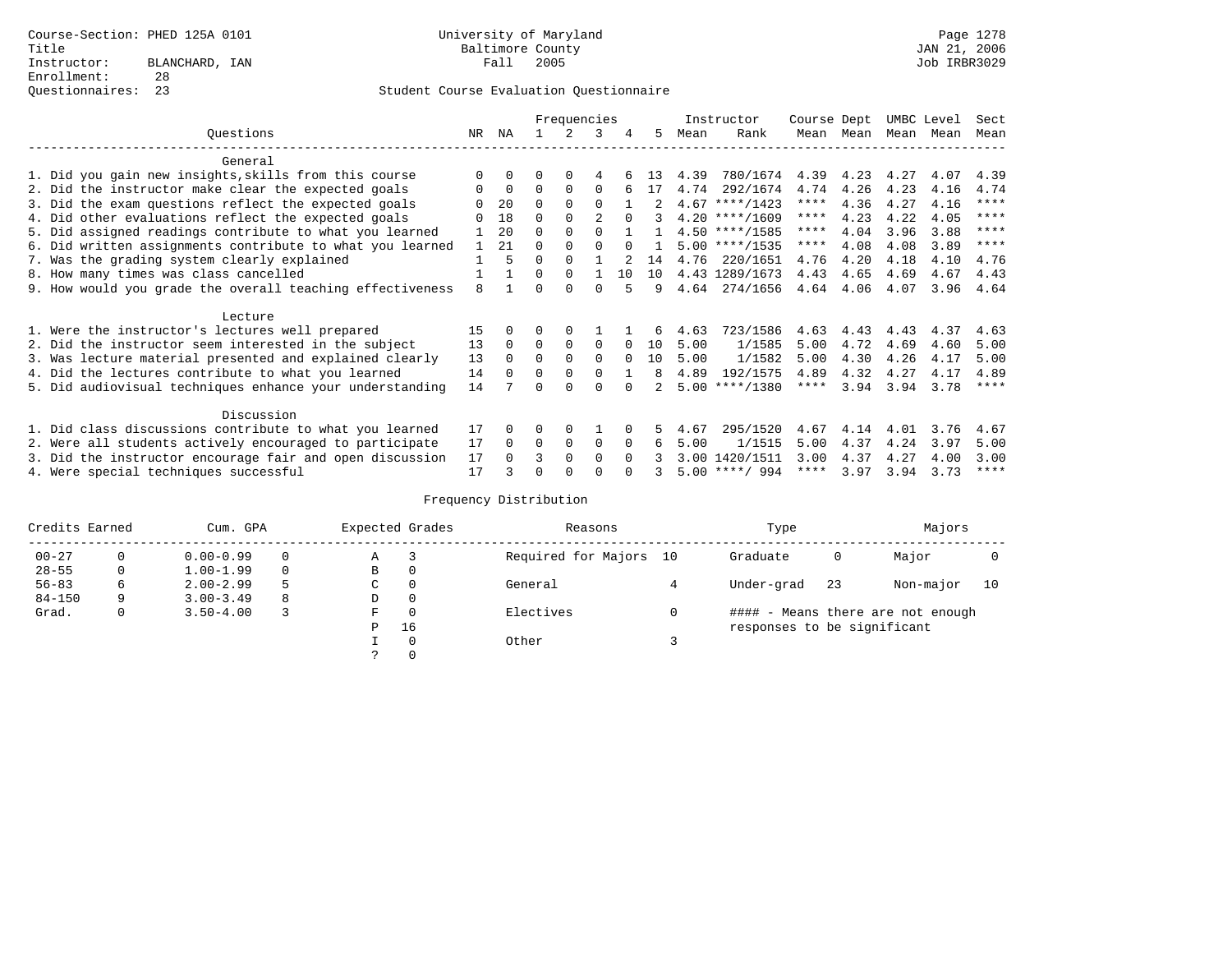Course-Section: PHED 125A 0101
Title
Instructor: BLANCHARD, IAN
Enrollment: 28
Questionnaires: 23

University of Maryland
Baltimore County
Fall 2005

JAN 21, 2006
Job IRBR3029

## Student Course Evaluation Questionnaire

| Questions | NR | NA | 1 | 2 | 3 | 4 | 5 | Instructor Mean | Instructor Rank | Course Mean | Dept Mean | UMBC Mean | Level Mean | Sect Mean |
|---|---|---|---|---|---|---|---|---|---|---|---|---|---|---|
| **General** | | | | | | | | | | | | | | |
| 1. Did you gain new insights,skills from this course | 0 | 0 | 0 | 0 | 4 | 6 | 13 | 4.39 | 780/1674 | 4.39 | 4.23 | 4.27 | 4.07 | 4.39 |
| 2. Did the instructor make clear the expected goals | 0 | 0 | 0 | 0 | 0 | 6 | 17 | 4.74 | 292/1674 | 4.74 | 4.26 | 4.23 | 4.16 | 4.74 |
| 3. Did the exam questions reflect the expected goals | 0 | 20 | 0 | 0 | 0 | 1 | 2 | 4.67 | ****/1423 | **** | 4.36 | 4.27 | 4.16 | **** |
| 4. Did other evaluations reflect the expected goals | 0 | 18 | 0 | 0 | 2 | 0 | 3 | 4.20 | ****/1609 | **** | 4.23 | 4.22 | 4.05 | **** |
| 5. Did assigned readings contribute to what you learned | 1 | 20 | 0 | 0 | 0 | 1 | 1 | 4.50 | ****/1585 | **** | 4.04 | 3.96 | 3.88 | **** |
| 6. Did written assignments contribute to what you learned | 1 | 21 | 0 | 0 | 0 | 0 | 1 | 5.00 | ****/1535 | **** | 4.08 | 4.08 | 3.89 | **** |
| 7. Was the grading system clearly explained | 1 | 5 | 0 | 0 | 1 | 2 | 14 | 4.76 | 220/1651 | 4.76 | 4.20 | 4.18 | 4.10 | 4.76 |
| 8. How many times was class cancelled | 1 | 1 | 0 | 0 | 1 | 10 | 10 | 4.43 | 1289/1673 | 4.43 | 4.65 | 4.69 | 4.67 | 4.43 |
| 9. How would you grade the overall teaching effectiveness | 8 | 1 | 0 | 0 | 0 | 5 | 9 | 4.64 | 274/1656 | 4.64 | 4.06 | 4.07 | 3.96 | 4.64 |
| **Lecture** | | | | | | | | | | | | | | |
| 1. Were the instructor's lectures well prepared | 15 | 0 | 0 | 0 | 1 | 1 | 6 | 4.63 | 723/1586 | 4.63 | 4.43 | 4.43 | 4.37 | 4.63 |
| 2. Did the instructor seem interested in the subject | 13 | 0 | 0 | 0 | 0 | 0 | 10 | 5.00 | 1/1585 | 5.00 | 4.72 | 4.69 | 4.60 | 5.00 |
| 3. Was lecture material presented and explained clearly | 13 | 0 | 0 | 0 | 0 | 0 | 10 | 5.00 | 1/1582 | 5.00 | 4.30 | 4.26 | 4.17 | 5.00 |
| 4. Did the lectures contribute to what you learned | 14 | 0 | 0 | 0 | 0 | 1 | 8 | 4.89 | 192/1575 | 4.89 | 4.32 | 4.27 | 4.17 | 4.89 |
| 5. Did audiovisual techniques enhance your understanding | 14 | 7 | 0 | 0 | 0 | 0 | 2 | 5.00 | ****/1380 | **** | 3.94 | 3.94 | 3.78 | **** |
| **Discussion** | | | | | | | | | | | | | | |
| 1. Did class discussions contribute to what you learned | 17 | 0 | 0 | 0 | 1 | 0 | 5 | 4.67 | 295/1520 | 4.67 | 4.14 | 4.01 | 3.76 | 4.67 |
| 2. Were all students actively encouraged to participate | 17 | 0 | 0 | 0 | 0 | 0 | 6 | 5.00 | 1/1515 | 5.00 | 4.37 | 4.24 | 3.97 | 5.00 |
| 3. Did the instructor encourage fair and open discussion | 17 | 0 | 3 | 0 | 0 | 0 | 3 | 3.00 | 1420/1511 | 3.00 | 4.37 | 4.27 | 4.00 | 3.00 |
| 4. Were special techniques successful | 17 | 3 | 0 | 0 | 0 | 0 | 3 | 5.00 | ****/ 994 | **** | 3.97 | 3.94 | 3.73 | **** |

## Frequency Distribution

| Credits Earned | | Cum. GPA | | Expected Grades | | Reasons | | Type | | Majors | |
|---|---|---|---|---|---|---|---|---|---|---|---|
| 00-27 | 0 | 0.00-0.99 | 0 | A | 3 | Required for Majors | 10 | Graduate | 0 | Major | 0 |
| 28-55 | 0 | 1.00-1.99 | 0 | B | 0 | | | | | | |
| 56-83 | 6 | 2.00-2.99 | 5 | C | 0 | General | 4 | Under-grad | 23 | Non-major | 10 |
| 84-150 | 9 | 3.00-3.49 | 8 | D | 0 | | | | | | |
| Grad. | 0 | 3.50-4.00 | 3 | F | 0 | Electives | 0 | | | | |
| | | | | P | 16 | | | | | | |
| | | | | I | 0 | Other | 3 | | | | |
| | | | | ? | 0 | | | | | | |

#### - Means there are not enough responses to be significant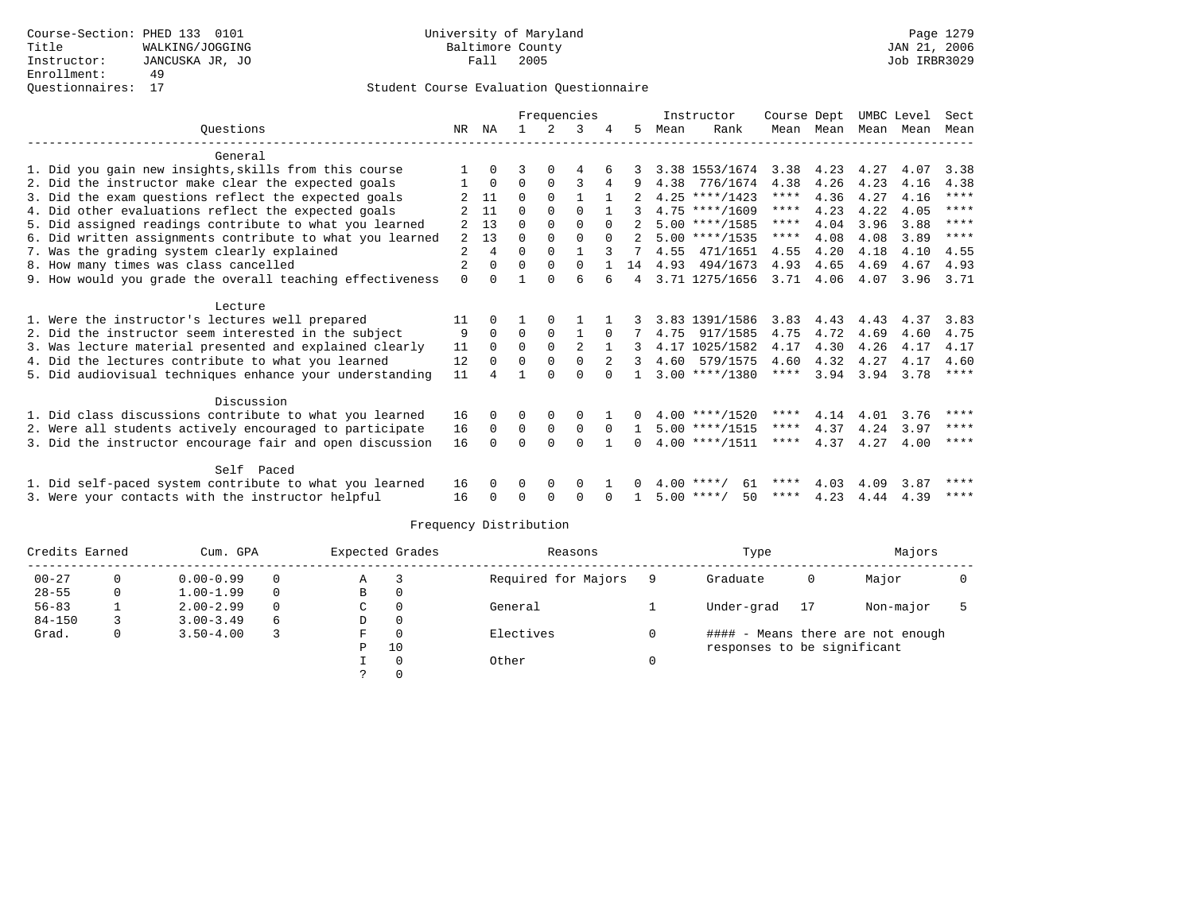Course-Section: PHED 133 0101
Title: WALKING/JOGGING
Instructor: JANCUSKA JR, JO
Enrollment: 49
Questionnaires: 17

University of Maryland
Baltimore County
Fall 2005

JAN 21, 2006
Job IRBR3029

## Student Course Evaluation Questionnaire

| Questions | NR | NA | 1 | 2 | 3 | 4 | 5 | Instructor Mean | Instructor Rank | Course Mean | Dept Mean | UMBC Mean | Level Mean | Sect Mean |
|---|---|---|---|---|---|---|---|---|---|---|---|---|---|---|
| **General** | | | | | | | | | | | | | | |
| 1. Did you gain new insights,skills from this course | 1 | 0 | 3 | 0 | 4 | 6 | 3 | 3.38 | 1553/1674 | 3.38 | 4.23 | 4.27 | 4.07 | 3.38 |
| 2. Did the instructor make clear the expected goals | 1 | 0 | 0 | 0 | 3 | 4 | 9 | 4.38 | 776/1674 | 4.38 | 4.26 | 4.23 | 4.16 | 4.38 |
| 3. Did the exam questions reflect the expected goals | 2 | 11 | 0 | 0 | 1 | 1 | 2 | 4.25 | ****/1423 | **** | 4.36 | 4.27 | 4.16 | **** |
| 4. Did other evaluations reflect the expected goals | 2 | 11 | 0 | 0 | 0 | 1 | 3 | 4.75 | ****/1609 | **** | 4.23 | 4.22 | 4.05 | **** |
| 5. Did assigned readings contribute to what you learned | 2 | 13 | 0 | 0 | 0 | 0 | 2 | 5.00 | ****/1585 | **** | 4.04 | 3.96 | 3.88 | **** |
| 6. Did written assignments contribute to what you learned | 2 | 13 | 0 | 0 | 0 | 0 | 2 | 5.00 | ****/1535 | **** | 4.08 | 4.08 | 3.89 | **** |
| 7. Was the grading system clearly explained | 2 | 4 | 0 | 0 | 1 | 3 | 7 | 4.55 | 471/1651 | 4.55 | 4.20 | 4.18 | 4.10 | 4.55 |
| 8. How many times was class cancelled | 2 | 0 | 0 | 0 | 0 | 1 | 14 | 4.93 | 494/1673 | 4.93 | 4.65 | 4.69 | 4.67 | 4.93 |
| 9. How would you grade the overall teaching effectiveness | 0 | 0 | 1 | 0 | 6 | 6 | 4 | 3.71 | 1275/1656 | 3.71 | 4.06 | 4.07 | 3.96 | 3.71 |
| **Lecture** | | | | | | | | | | | | | | |
| 1. Were the instructor's lectures well prepared | 11 | 0 | 1 | 0 | 1 | 1 | 3 | 3.83 | 1391/1586 | 3.83 | 4.43 | 4.43 | 4.37 | 3.83 |
| 2. Did the instructor seem interested in the subject | 9 | 0 | 0 | 0 | 1 | 0 | 7 | 4.75 | 917/1585 | 4.75 | 4.72 | 4.69 | 4.60 | 4.75 |
| 3. Was lecture material presented and explained clearly | 11 | 0 | 0 | 0 | 2 | 1 | 3 | 4.17 | 1025/1582 | 4.17 | 4.30 | 4.26 | 4.17 | 4.17 |
| 4. Did the lectures contribute to what you learned | 12 | 0 | 0 | 0 | 0 | 2 | 3 | 4.60 | 579/1575 | 4.60 | 4.32 | 4.27 | 4.17 | 4.60 |
| 5. Did audiovisual techniques enhance your understanding | 11 | 4 | 1 | 0 | 0 | 0 | 1 | 3.00 | ****/1380 | **** | 3.94 | 3.94 | 3.78 | **** |
| **Discussion** | | | | | | | | | | | | | | |
| 1. Did class discussions contribute to what you learned | 16 | 0 | 0 | 0 | 0 | 1 | 0 | 4.00 | ****/1520 | **** | 4.14 | 4.01 | 3.76 | **** |
| 2. Were all students actively encouraged to participate | 16 | 0 | 0 | 0 | 0 | 0 | 1 | 5.00 | ****/1515 | **** | 4.37 | 4.24 | 3.97 | **** |
| 3. Did the instructor encourage fair and open discussion | 16 | 0 | 0 | 0 | 0 | 1 | 0 | 4.00 | ****/1511 | **** | 4.37 | 4.27 | 4.00 | **** |
| **Self Paced** | | | | | | | | | | | | | | |
| 1. Did self-paced system contribute to what you learned | 16 | 0 | 0 | 0 | 0 | 1 | 0 | 4.00 | ****/ 61 | **** | 4.03 | 4.09 | 3.87 | **** |
| 3. Were your contacts with the instructor helpful | 16 | 0 | 0 | 0 | 0 | 0 | 1 | 5.00 | ****/ 50 | **** | 4.23 | 4.44 | 4.39 | **** |

## Frequency Distribution

| Credits Earned | | Cum. GPA | | Expected Grades | | Reasons | | Type | | Majors | |
|---|---|---|---|---|---|---|---|---|---|---|---|
| 00-27 | 0 | 0.00-0.99 | 0 | A | 3 | Required for Majors | 9 | Graduate | 0 | Major | 0 |
| 28-55 | 0 | 1.00-1.99 | 0 | B | 0 | | | | | | |
| 56-83 | 1 | 2.00-2.99 | 0 | C | 0 | General | 1 | Under-grad | 17 | Non-major | 5 |
| 84-150 | 3 | 3.00-3.49 | 6 | D | 0 | | | | | | |
| Grad. | 0 | 3.50-4.00 | 3 | F | 0 | Electives | 0 | #### - Means there are not enough responses to be significant | | | |
| | | | | P | 10 | | | | | | |
| | | | | I | 0 | Other | 0 | | | | |
| | | | | ? | 0 | | | | | | |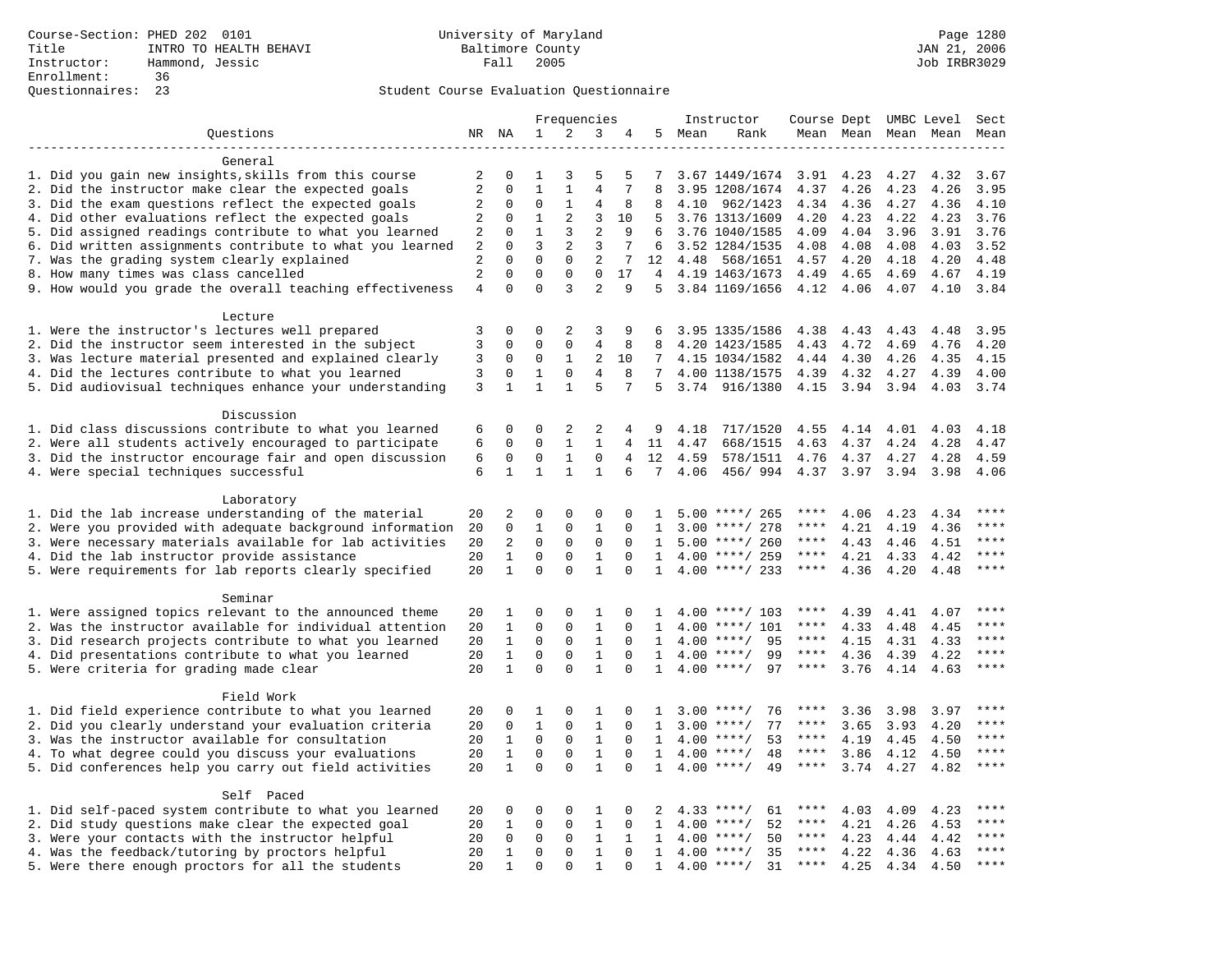Course-Section: PHED 202 0101
Title: INTRO TO HEALTH BEHAVI
Instructor: Hammond, Jessic
Enrollment: 36
Questionnaires: 23

University of Maryland
Baltimore County
Fall 2005

JAN 21, 2006
Job IRBR3029

Student Course Evaluation Questionnaire

| Questions | NR | NA | 1 | 2 | 3 | 4 | 5 | Instructor Mean | Rank | Course Mean | Dept Mean | UMBC Mean | Level Mean | Sect Mean |
|---|---|---|---|---|---|---|---|---|---|---|---|---|---|---|
| **General** | | | | | | | | | | | | | | |
| 1. Did you gain new insights,skills from this course | 2 | 0 | 1 | 3 | 5 | 5 | 7 | 3.67 | 1449/1674 | 3.91 | 4.23 | 4.27 | 4.32 | 3.67 |
| 2. Did the instructor make clear the expected goals | 2 | 0 | 1 | 1 | 4 | 7 | 8 | 3.95 | 1208/1674 | 4.37 | 4.26 | 4.23 | 4.26 | 3.95 |
| 3. Did the exam questions reflect the expected goals | 2 | 0 | 0 | 1 | 4 | 8 | 8 | 4.10 | 962/1423 | 4.34 | 4.36 | 4.27 | 4.36 | 4.10 |
| 4. Did other evaluations reflect the expected goals | 2 | 0 | 1 | 2 | 3 | 10 | 5 | 3.76 | 1313/1609 | 4.20 | 4.23 | 4.22 | 4.23 | 3.76 |
| 5. Did assigned readings contribute to what you learned | 2 | 0 | 1 | 3 | 2 | 9 | 6 | 3.76 | 1040/1585 | 4.09 | 4.04 | 3.96 | 3.91 | 3.76 |
| 6. Did written assignments contribute to what you learned | 2 | 0 | 3 | 2 | 3 | 7 | 6 | 3.52 | 1284/1535 | 4.08 | 4.08 | 4.08 | 4.03 | 3.52 |
| 7. Was the grading system clearly explained | 2 | 0 | 0 | 0 | 2 | 7 | 12 | 4.48 | 568/1651 | 4.57 | 4.20 | 4.18 | 4.20 | 4.48 |
| 8. How many times was class cancelled | 2 | 0 | 0 | 0 | 0 | 17 | 4 | 4.19 | 1463/1673 | 4.49 | 4.65 | 4.69 | 4.67 | 4.19 |
| 9. How would you grade the overall teaching effectiveness | 4 | 0 | 0 | 3 | 2 | 9 | 5 | 3.84 | 1169/1656 | 4.12 | 4.06 | 4.07 | 4.10 | 3.84 |
| **Lecture** | | | | | | | | | | | | | | |
| 1. Were the instructor's lectures well prepared | 3 | 0 | 0 | 2 | 3 | 9 | 6 | 3.95 | 1335/1586 | 4.38 | 4.43 | 4.43 | 4.48 | 3.95 |
| 2. Did the instructor seem interested in the subject | 3 | 0 | 0 | 0 | 4 | 8 | 8 | 4.20 | 1423/1585 | 4.43 | 4.72 | 4.69 | 4.76 | 4.20 |
| 3. Was lecture material presented and explained clearly | 3 | 0 | 0 | 1 | 2 | 10 | 7 | 4.15 | 1034/1582 | 4.44 | 4.30 | 4.26 | 4.35 | 4.15 |
| 4. Did the lectures contribute to what you learned | 3 | 0 | 1 | 0 | 4 | 8 | 7 | 4.00 | 1138/1575 | 4.39 | 4.32 | 4.27 | 4.39 | 4.00 |
| 5. Did audiovisual techniques enhance your understanding | 3 | 1 | 1 | 1 | 5 | 7 | 5 | 3.74 | 916/1380 | 4.15 | 3.94 | 3.94 | 4.03 | 3.74 |
| **Discussion** | | | | | | | | | | | | | | |
| 1. Did class discussions contribute to what you learned | 6 | 0 | 0 | 2 | 2 | 4 | 9 | 4.18 | 717/1520 | 4.55 | 4.14 | 4.01 | 4.03 | 4.18 |
| 2. Were all students actively encouraged to participate | 6 | 0 | 0 | 1 | 1 | 4 | 11 | 4.47 | 668/1515 | 4.63 | 4.37 | 4.24 | 4.28 | 4.47 |
| 3. Did the instructor encourage fair and open discussion | 6 | 0 | 0 | 1 | 0 | 4 | 12 | 4.59 | 578/1511 | 4.76 | 4.37 | 4.27 | 4.28 | 4.59 |
| 4. Were special techniques successful | 6 | 1 | 1 | 1 | 1 | 6 | 7 | 4.06 | 456/ 994 | 4.37 | 3.97 | 3.94 | 3.98 | 4.06 |
| **Laboratory** | | | | | | | | | | | | | | |
| 1. Did the lab increase understanding of the material | 20 | 2 | 0 | 0 | 0 | 0 | 1 | 5.00 | ****/ 265 | **** | 4.06 | 4.23 | 4.34 | **** |
| 2. Were you provided with adequate background information | 20 | 0 | 1 | 0 | 1 | 0 | 1 | 3.00 | ****/ 278 | **** | 4.21 | 4.19 | 4.36 | **** |
| 3. Were necessary materials available for lab activities | 20 | 2 | 0 | 0 | 0 | 0 | 1 | 5.00 | ****/ 260 | **** | 4.43 | 4.46 | 4.51 | **** |
| 4. Did the lab instructor provide assistance | 20 | 1 | 0 | 0 | 1 | 0 | 1 | 4.00 | ****/ 259 | **** | 4.21 | 4.33 | 4.42 | **** |
| 5. Were requirements for lab reports clearly specified | 20 | 1 | 0 | 0 | 1 | 0 | 1 | 4.00 | ****/ 233 | **** | 4.36 | 4.20 | 4.48 | **** |
| **Seminar** | | | | | | | | | | | | | | |
| 1. Were assigned topics relevant to the announced theme | 20 | 1 | 0 | 0 | 1 | 0 | 1 | 4.00 | ****/ 103 | **** | 4.39 | 4.41 | 4.07 | **** |
| 2. Was the instructor available for individual attention | 20 | 1 | 0 | 0 | 1 | 0 | 1 | 4.00 | ****/ 101 | **** | 4.33 | 4.48 | 4.45 | **** |
| 3. Did research projects contribute to what you learned | 20 | 1 | 0 | 0 | 1 | 0 | 1 | 4.00 | ****/ 95 | **** | 4.15 | 4.31 | 4.33 | **** |
| 4. Did presentations contribute to what you learned | 20 | 1 | 0 | 0 | 1 | 0 | 1 | 4.00 | ****/ 99 | **** | 4.36 | 4.39 | 4.22 | **** |
| 5. Were criteria for grading made clear | 20 | 1 | 0 | 0 | 1 | 0 | 1 | 4.00 | ****/ 97 | **** | 3.76 | 4.14 | 4.63 | **** |
| **Field Work** | | | | | | | | | | | | | | |
| 1. Did field experience contribute to what you learned | 20 | 0 | 1 | 0 | 1 | 0 | 1 | 3.00 | ****/ 76 | **** | 3.36 | 3.98 | 3.97 | **** |
| 2. Did you clearly understand your evaluation criteria | 20 | 0 | 1 | 0 | 1 | 0 | 1 | 3.00 | ****/ 77 | **** | 3.65 | 3.93 | 4.20 | **** |
| 3. Was the instructor available for consultation | 20 | 1 | 0 | 0 | 1 | 0 | 1 | 4.00 | ****/ 53 | **** | 4.19 | 4.45 | 4.50 | **** |
| 4. To what degree could you discuss your evaluations | 20 | 1 | 0 | 0 | 1 | 0 | 1 | 4.00 | ****/ 48 | **** | 3.86 | 4.12 | 4.50 | **** |
| 5. Did conferences help you carry out field activities | 20 | 1 | 0 | 0 | 1 | 0 | 1 | 4.00 | ****/ 49 | **** | 3.74 | 4.27 | 4.82 | **** |
| **Self Paced** | | | | | | | | | | | | | | |
| 1. Did self-paced system contribute to what you learned | 20 | 0 | 0 | 0 | 1 | 0 | 2 | 4.33 | ****/ 61 | **** | 4.03 | 4.09 | 4.23 | **** |
| 2. Did study questions make clear the expected goal | 20 | 1 | 0 | 0 | 1 | 0 | 1 | 4.00 | ****/ 52 | **** | 4.21 | 4.26 | 4.53 | **** |
| 3. Were your contacts with the instructor helpful | 20 | 0 | 0 | 0 | 1 | 1 | 1 | 4.00 | ****/ 50 | **** | 4.23 | 4.44 | 4.42 | **** |
| 4. Was the feedback/tutoring by proctors helpful | 20 | 1 | 0 | 0 | 1 | 0 | 1 | 4.00 | ****/ 35 | **** | 4.22 | 4.36 | 4.63 | **** |
| 5. Were there enough proctors for all the students | 20 | 1 | 0 | 0 | 1 | 0 | 1 | 4.00 | ****/ 31 | **** | 4.25 | 4.34 | 4.50 | **** |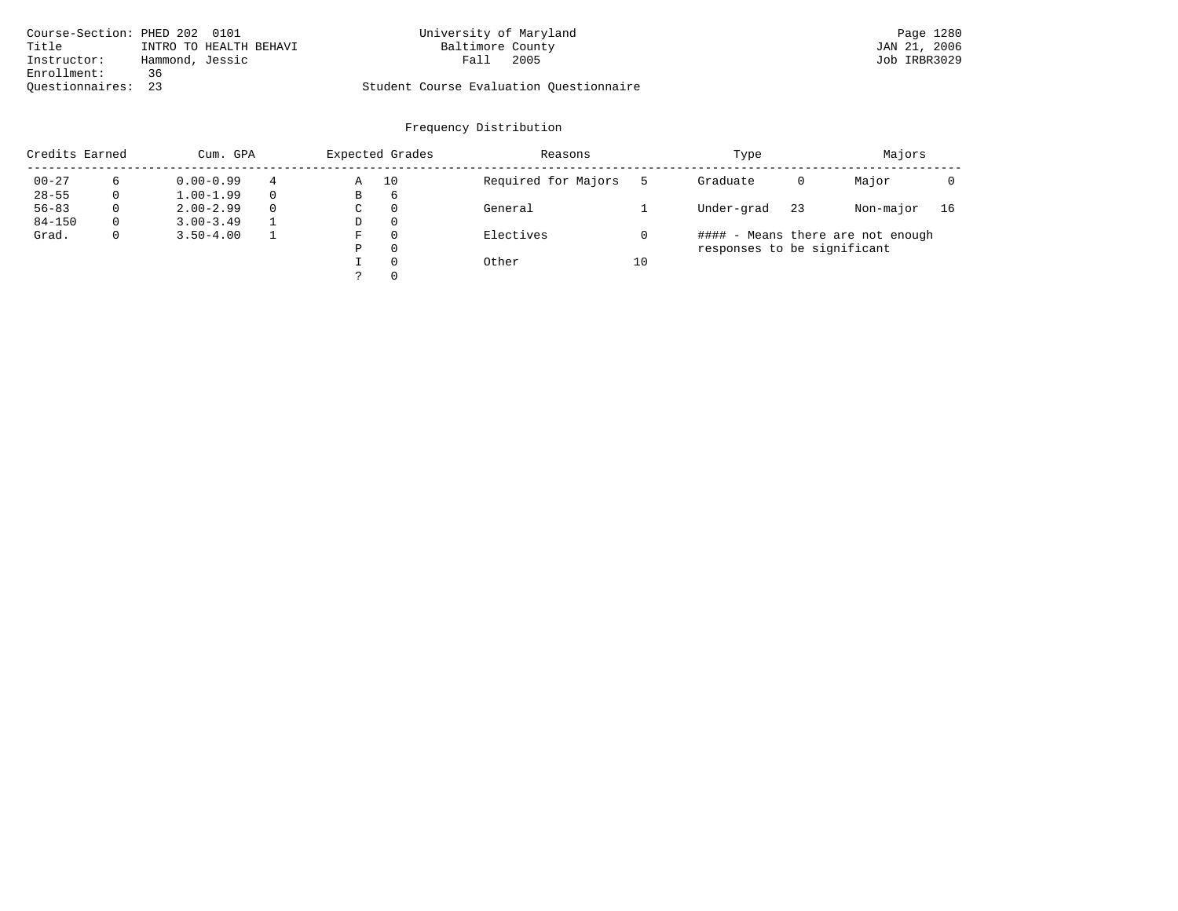Course-Section: PHED 202 0101
Title: INTRO TO HEALTH BEHAVI
Instructor: Hammond, Jessic
Enrollment: 36
Questionnaires: 23

University of Maryland
Baltimore County
Fall 2005

Student Course Evaluation Questionnaire

## Frequency Distribution

| Credits Earned | | Cum. GPA | | Expected Grades | | Reasons | | Type | | Majors | |
|---|---|---|---|---|---|---|---|---|---|---|---|
| 00-27 | 6 | 0.00-0.99 | 4 | A | 10 | Required for Majors | 5 | Graduate | 0 | Major | 0 |
| 28-55 | 0 | 1.00-1.99 | 0 | B | 6 | | | | | | |
| 56-83 | 0 | 2.00-2.99 | 0 | C | 0 | General | 1 | Under-grad | 23 | Non-major | 16 |
| 84-150 | 0 | 3.00-3.49 | 1 | D | 0 | | | | | | |
| Grad. | 0 | 3.50-4.00 | 1 | F | 0 | Electives | 0 | | | | |
| | | | | P | 0 | | | | | | |
| | | | | I | 0 | Other | 10 | | | | |
| | | | | ? | 0 | | | | | | |

#### - Means there are not enough responses to be significant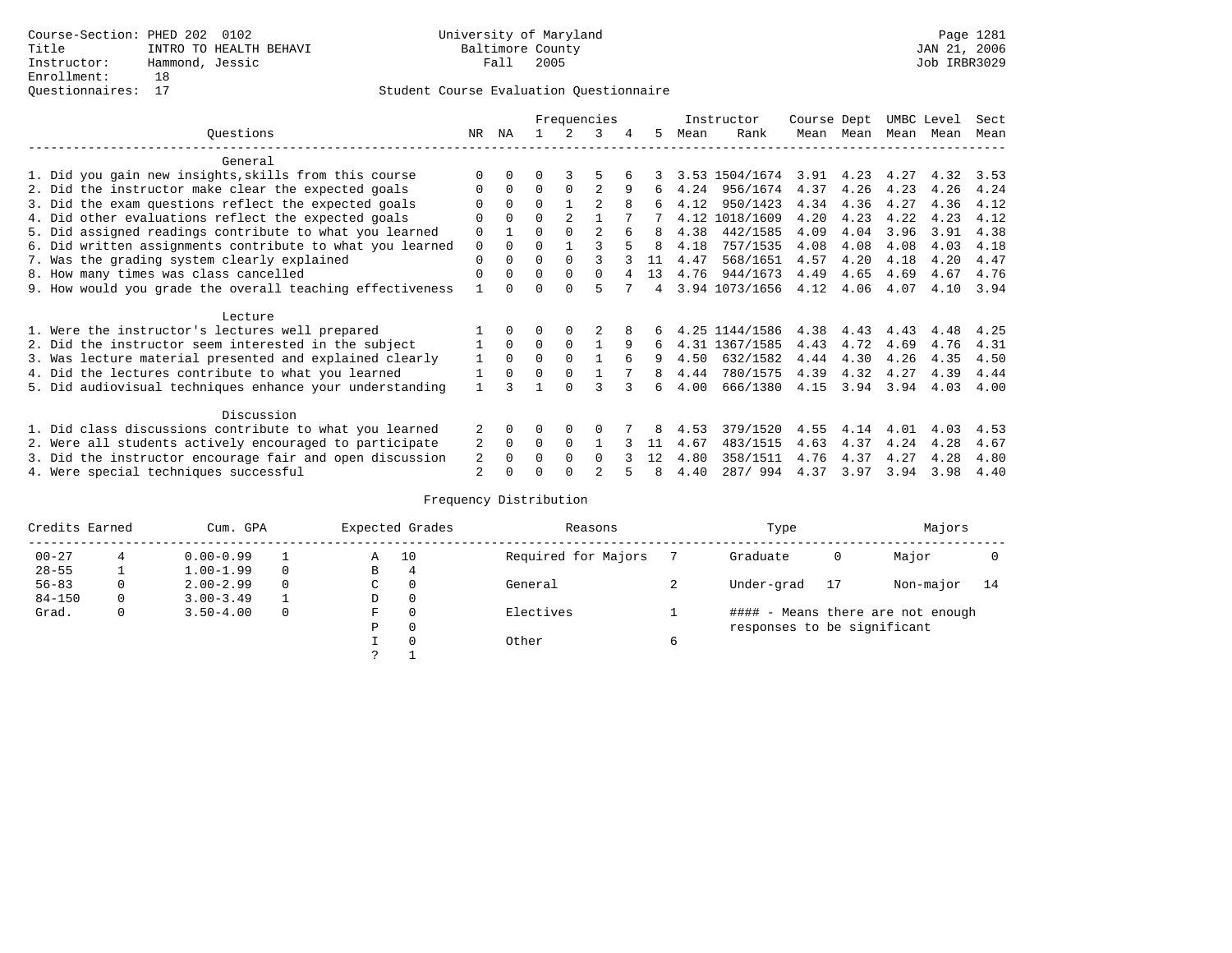Course-Section: PHED 202 0102
Title: INTRO TO HEALTH BEHAVI
Instructor: Hammond, Jessic
Enrollment: 18
Questionnaires: 17

University of Maryland
Baltimore County
Fall 2005

JAN 21, 2006
Job IRBR3029

## Student Course Evaluation Questionnaire

| Questions | NR | NA | 1 | 2 | 3 | 4 | 5 | Instructor Mean | Instructor Rank | Course Mean | Dept Mean | UMBC Mean | Level Mean | Sect Mean |
|---|---|---|---|---|---|---|---|---|---|---|---|---|---|---|
| **General** | | | | | | | | | | | | | | |
| 1. Did you gain new insights,skills from this course | 0 | 0 | 0 | 3 | 5 | 6 | 3 | 3.53 | 1504/1674 | 3.91 | 4.23 | 4.27 | 4.32 | 3.53 |
| 2. Did the instructor make clear the expected goals | 0 | 0 | 0 | 0 | 2 | 9 | 6 | 4.24 | 956/1674 | 4.37 | 4.26 | 4.23 | 4.26 | 4.24 |
| 3. Did the exam questions reflect the expected goals | 0 | 0 | 0 | 1 | 2 | 8 | 6 | 4.12 | 950/1423 | 4.34 | 4.36 | 4.27 | 4.36 | 4.12 |
| 4. Did other evaluations reflect the expected goals | 0 | 0 | 0 | 2 | 1 | 7 | 7 | 4.12 | 1018/1609 | 4.20 | 4.23 | 4.22 | 4.23 | 4.12 |
| 5. Did assigned readings contribute to what you learned | 0 | 1 | 0 | 0 | 2 | 6 | 8 | 4.38 | 442/1585 | 4.09 | 4.04 | 3.96 | 3.91 | 4.38 |
| 6. Did written assignments contribute to what you learned | 0 | 0 | 0 | 1 | 3 | 5 | 8 | 4.18 | 757/1535 | 4.08 | 4.08 | 4.08 | 4.03 | 4.18 |
| 7. Was the grading system clearly explained | 0 | 0 | 0 | 0 | 3 | 3 | 11 | 4.47 | 568/1651 | 4.57 | 4.20 | 4.18 | 4.20 | 4.47 |
| 8. How many times was class cancelled | 0 | 0 | 0 | 0 | 0 | 4 | 13 | 4.76 | 944/1673 | 4.49 | 4.65 | 4.69 | 4.67 | 4.76 |
| 9. How would you grade the overall teaching effectiveness | 1 | 0 | 0 | 0 | 5 | 7 | 4 | 3.94 | 1073/1656 | 4.12 | 4.06 | 4.07 | 4.10 | 3.94 |
| **Lecture** | | | | | | | | | | | | | | |
| 1. Were the instructor's lectures well prepared | 1 | 0 | 0 | 0 | 2 | 8 | 6 | 4.25 | 1144/1586 | 4.38 | 4.43 | 4.43 | 4.48 | 4.25 |
| 2. Did the instructor seem interested in the subject | 1 | 0 | 0 | 0 | 1 | 9 | 6 | 4.31 | 1367/1585 | 4.43 | 4.72 | 4.69 | 4.76 | 4.31 |
| 3. Was lecture material presented and explained clearly | 1 | 0 | 0 | 0 | 1 | 6 | 9 | 4.50 | 632/1582 | 4.44 | 4.30 | 4.26 | 4.35 | 4.50 |
| 4. Did the lectures contribute to what you learned | 1 | 0 | 0 | 0 | 1 | 7 | 8 | 4.44 | 780/1575 | 4.39 | 4.32 | 4.27 | 4.39 | 4.44 |
| 5. Did audiovisual techniques enhance your understanding | 1 | 3 | 1 | 0 | 3 | 3 | 6 | 4.00 | 666/1380 | 4.15 | 3.94 | 3.94 | 4.03 | 4.00 |
| **Discussion** | | | | | | | | | | | | | | |
| 1. Did class discussions contribute to what you learned | 2 | 0 | 0 | 0 | 0 | 7 | 8 | 4.53 | 379/1520 | 4.55 | 4.14 | 4.01 | 4.03 | 4.53 |
| 2. Were all students actively encouraged to participate | 2 | 0 | 0 | 0 | 1 | 3 | 11 | 4.67 | 483/1515 | 4.63 | 4.37 | 4.24 | 4.28 | 4.67 |
| 3. Did the instructor encourage fair and open discussion | 2 | 0 | 0 | 0 | 0 | 3 | 12 | 4.80 | 358/1511 | 4.76 | 4.37 | 4.27 | 4.28 | 4.80 |
| 4. Were special techniques successful | 2 | 0 | 0 | 0 | 2 | 5 | 8 | 4.40 | 287/ 994 | 4.37 | 3.97 | 3.94 | 3.98 | 4.40 |

## Frequency Distribution

| Credits Earned | | Cum. GPA | | Expected Grades | | Reasons | | Type | | Majors | |
|---|---|---|---|---|---|---|---|---|---|---|---|
| 00-27 | 4 | 0.00-0.99 | 1 | A | 10 | Required for Majors | 7 | Graduate | 0 | Major | 0 |
| 28-55 | 1 | 1.00-1.99 | 0 | B | 4 | | | | | | |
| 56-83 | 0 | 2.00-2.99 | 0 | C | 0 | General | 2 | Under-grad | 17 | Non-major | 14 |
| 84-150 | 0 | 3.00-3.49 | 1 | D | 0 | | | | | | |
| Grad. | 0 | 3.50-4.00 | 0 | F | 0 | Electives | 1 | | | | |
| | | | | P | 0 | | | | | | |
| | | | | I | 0 | Other | 6 | | | | |
| | | | | ? | 1 | | | | | | |

#### - Means there are not enough responses to be significant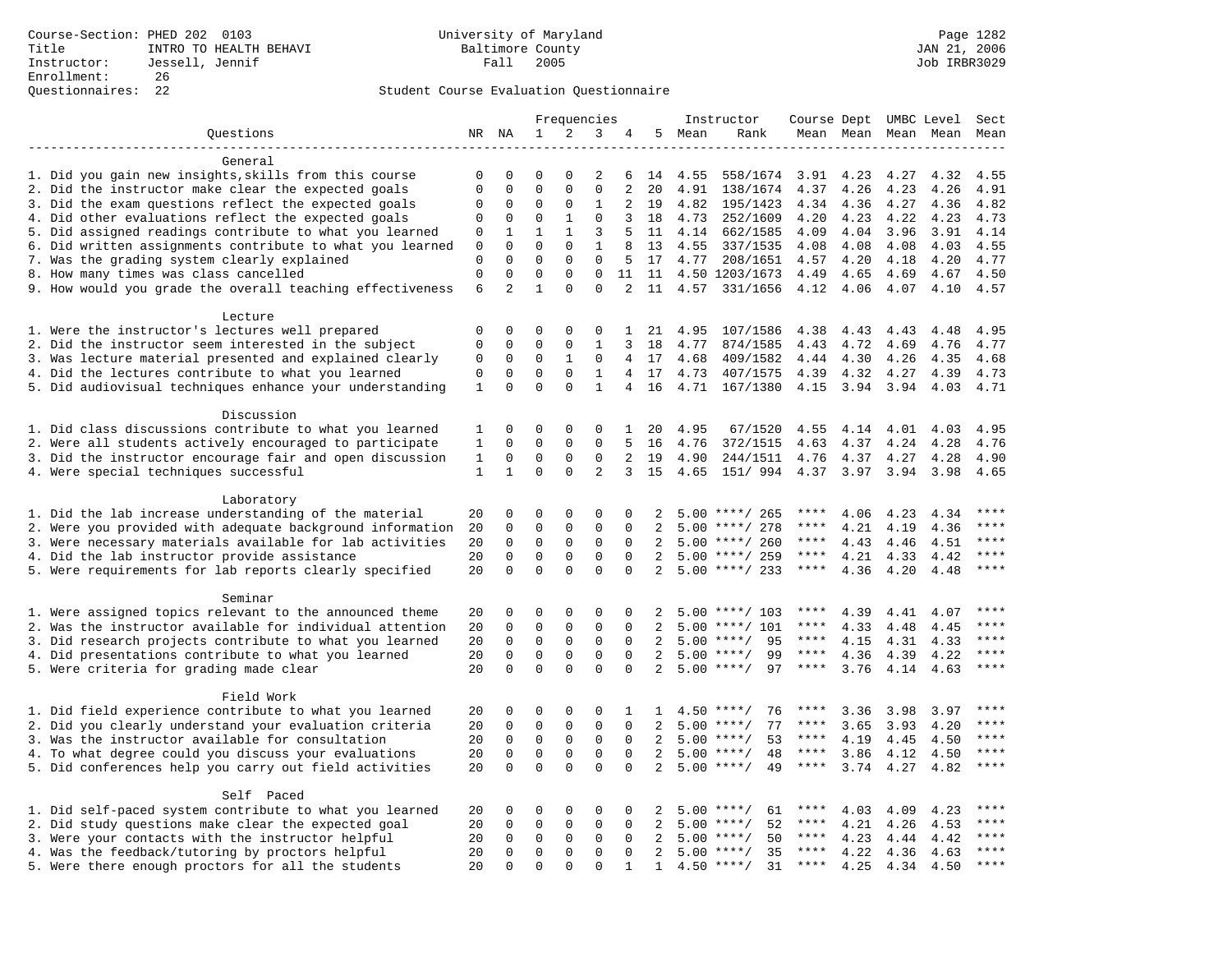Course-Section: PHED 202 0103
Title: INTRO TO HEALTH BEHAVI
Instructor: Jessell, Jennif
Enrollment: 26
Questionnaires: 22

University of Maryland
Baltimore County
Fall 2005

JAN 21, 2006
Job IRBR3029

## Student Course Evaluation Questionnaire

| Questions | NR | NA | 1 | 2 | 3 | 4 | 5 | Instructor Mean | Rank | Course Mean | Dept Mean | UMBC Mean | Level Mean | Sect Mean |
|---|---|---|---|---|---|---|---|---|---|---|---|---|---|---|
| **General** | | | | | | | | | | | | | | |
| 1. Did you gain new insights,skills from this course | 0 | 0 | 0 | 0 | 2 | 6 | 14 | 4.55 | 558/1674 | 3.91 | 4.23 | 4.27 | 4.32 | 4.55 |
| 2. Did the instructor make clear the expected goals | 0 | 0 | 0 | 0 | 0 | 2 | 20 | 4.91 | 138/1674 | 4.37 | 4.26 | 4.23 | 4.26 | 4.91 |
| 3. Did the exam questions reflect the expected goals | 0 | 0 | 0 | 0 | 1 | 2 | 19 | 4.82 | 195/1423 | 4.34 | 4.36 | 4.27 | 4.36 | 4.82 |
| 4. Did other evaluations reflect the expected goals | 0 | 0 | 0 | 1 | 0 | 3 | 18 | 4.73 | 252/1609 | 4.20 | 4.23 | 4.22 | 4.23 | 4.73 |
| 5. Did assigned readings contribute to what you learned | 0 | 1 | 1 | 1 | 3 | 5 | 11 | 4.14 | 662/1585 | 4.09 | 4.04 | 3.96 | 3.91 | 4.14 |
| 6. Did written assignments contribute to what you learned | 0 | 0 | 0 | 0 | 1 | 8 | 13 | 4.55 | 337/1535 | 4.08 | 4.08 | 4.08 | 4.03 | 4.55 |
| 7. Was the grading system clearly explained | 0 | 0 | 0 | 0 | 0 | 5 | 17 | 4.77 | 208/1651 | 4.57 | 4.20 | 4.18 | 4.20 | 4.77 |
| 8. How many times was class cancelled | 0 | 0 | 0 | 0 | 0 | 11 | 11 | 4.50 | 1203/1673 | 4.49 | 4.65 | 4.69 | 4.67 | 4.50 |
| 9. How would you grade the overall teaching effectiveness | 6 | 2 | 1 | 0 | 0 | 2 | 11 | 4.57 | 331/1656 | 4.12 | 4.06 | 4.07 | 4.10 | 4.57 |
| **Lecture** | | | | | | | | | | | | | | |
| 1. Were the instructor's lectures well prepared | 0 | 0 | 0 | 0 | 0 | 1 | 21 | 4.95 | 107/1586 | 4.38 | 4.43 | 4.43 | 4.48 | 4.95 |
| 2. Did the instructor seem interested in the subject | 0 | 0 | 0 | 0 | 1 | 3 | 18 | 4.77 | 874/1585 | 4.43 | 4.72 | 4.69 | 4.76 | 4.77 |
| 3. Was lecture material presented and explained clearly | 0 | 0 | 0 | 1 | 0 | 4 | 17 | 4.68 | 409/1582 | 4.44 | 4.30 | 4.26 | 4.35 | 4.68 |
| 4. Did the lectures contribute to what you learned | 0 | 0 | 0 | 0 | 1 | 4 | 17 | 4.73 | 407/1575 | 4.39 | 4.32 | 4.27 | 4.39 | 4.73 |
| 5. Did audiovisual techniques enhance your understanding | 1 | 0 | 0 | 0 | 1 | 4 | 16 | 4.71 | 167/1380 | 4.15 | 3.94 | 3.94 | 4.03 | 4.71 |
| **Discussion** | | | | | | | | | | | | | | |
| 1. Did class discussions contribute to what you learned | 1 | 0 | 0 | 0 | 0 | 1 | 20 | 4.95 | 67/1520 | 4.55 | 4.14 | 4.01 | 4.03 | 4.95 |
| 2. Were all students actively encouraged to participate | 1 | 0 | 0 | 0 | 0 | 5 | 16 | 4.76 | 372/1515 | 4.63 | 4.37 | 4.24 | 4.28 | 4.76 |
| 3. Did the instructor encourage fair and open discussion | 1 | 0 | 0 | 0 | 0 | 2 | 19 | 4.90 | 244/1511 | 4.76 | 4.37 | 4.27 | 4.28 | 4.90 |
| 4. Were special techniques successful | 1 | 1 | 0 | 0 | 2 | 3 | 15 | 4.65 | 151/ 994 | 4.37 | 3.97 | 3.94 | 3.98 | 4.65 |
| **Laboratory** | | | | | | | | | | | | | | |
| 1. Did the lab increase understanding of the material | 20 | 0 | 0 | 0 | 0 | 0 | 2 | 5.00 | ****/ 265 | **** | 4.06 | 4.23 | 4.34 | **** |
| 2. Were you provided with adequate background information | 20 | 0 | 0 | 0 | 0 | 0 | 2 | 5.00 | ****/ 278 | **** | 4.21 | 4.19 | 4.36 | **** |
| 3. Were necessary materials available for lab activities | 20 | 0 | 0 | 0 | 0 | 0 | 2 | 5.00 | ****/ 260 | **** | 4.43 | 4.46 | 4.51 | **** |
| 4. Did the lab instructor provide assistance | 20 | 0 | 0 | 0 | 0 | 0 | 2 | 5.00 | ****/ 259 | **** | 4.21 | 4.33 | 4.42 | **** |
| 5. Were requirements for lab reports clearly specified | 20 | 0 | 0 | 0 | 0 | 0 | 2 | 5.00 | ****/ 233 | **** | 4.36 | 4.20 | 4.48 | **** |
| **Seminar** | | | | | | | | | | | | | | |
| 1. Were assigned topics relevant to the announced theme | 20 | 0 | 0 | 0 | 0 | 0 | 2 | 5.00 | ****/ 103 | **** | 4.39 | 4.41 | 4.07 | **** |
| 2. Was the instructor available for individual attention | 20 | 0 | 0 | 0 | 0 | 0 | 2 | 5.00 | ****/ 101 | **** | 4.33 | 4.48 | 4.45 | **** |
| 3. Did research projects contribute to what you learned | 20 | 0 | 0 | 0 | 0 | 0 | 2 | 5.00 | ****/ 95 | **** | 4.15 | 4.31 | 4.33 | **** |
| 4. Did presentations contribute to what you learned | 20 | 0 | 0 | 0 | 0 | 0 | 2 | 5.00 | ****/ 99 | **** | 4.36 | 4.39 | 4.22 | **** |
| 5. Were criteria for grading made clear | 20 | 0 | 0 | 0 | 0 | 0 | 2 | 5.00 | ****/ 97 | **** | 3.76 | 4.14 | 4.63 | **** |
| **Field Work** | | | | | | | | | | | | | | |
| 1. Did field experience contribute to what you learned | 20 | 0 | 0 | 0 | 0 | 1 | 1 | 4.50 | ****/ 76 | **** | 3.36 | 3.98 | 3.97 | **** |
| 2. Did you clearly understand your evaluation criteria | 20 | 0 | 0 | 0 | 0 | 0 | 2 | 5.00 | ****/ 77 | **** | 3.65 | 3.93 | 4.20 | **** |
| 3. Was the instructor available for consultation | 20 | 0 | 0 | 0 | 0 | 0 | 2 | 5.00 | ****/ 53 | **** | 4.19 | 4.45 | 4.50 | **** |
| 4. To what degree could you discuss your evaluations | 20 | 0 | 0 | 0 | 0 | 0 | 2 | 5.00 | ****/ 48 | **** | 3.86 | 4.12 | 4.50 | **** |
| 5. Did conferences help you carry out field activities | 20 | 0 | 0 | 0 | 0 | 0 | 2 | 5.00 | ****/ 49 | **** | 3.74 | 4.27 | 4.82 | **** |
| **Self Paced** | | | | | | | | | | | | | | |
| 1. Did self-paced system contribute to what you learned | 20 | 0 | 0 | 0 | 0 | 0 | 2 | 5.00 | ****/ 61 | **** | 4.03 | 4.09 | 4.23 | **** |
| 2. Did study questions make clear the expected goal | 20 | 0 | 0 | 0 | 0 | 0 | 2 | 5.00 | ****/ 52 | **** | 4.21 | 4.26 | 4.53 | **** |
| 3. Were your contacts with the instructor helpful | 20 | 0 | 0 | 0 | 0 | 0 | 2 | 5.00 | ****/ 50 | **** | 4.23 | 4.44 | 4.42 | **** |
| 4. Was the feedback/tutoring by proctors helpful | 20 | 0 | 0 | 0 | 0 | 0 | 2 | 5.00 | ****/ 35 | **** | 4.22 | 4.36 | 4.63 | **** |
| 5. Were there enough proctors for all the students | 20 | 0 | 0 | 0 | 0 | 1 | 1 | 4.50 | ****/ 31 | **** | 4.25 | 4.34 | 4.50 | **** |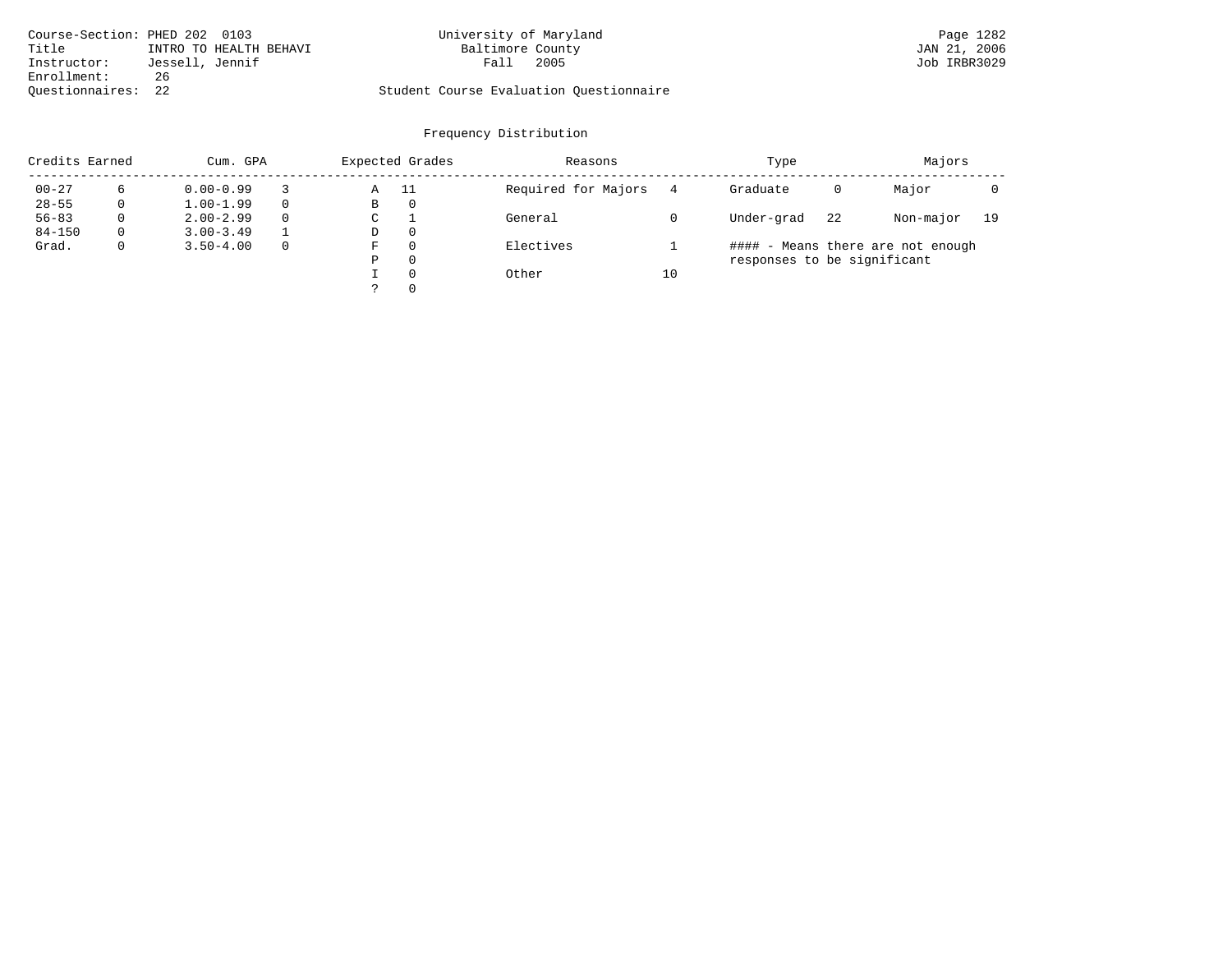Course-Section: PHED 202 0103
Title: INTRO TO HEALTH BEHAVI
Instructor: Jessell, Jennif
Enrollment: 26
Questionnaires: 22

University of Maryland
Baltimore County
Fall 2005

Page 1282
JAN 21, 2006
Job IRBR3029

Student Course Evaluation Questionnaire

## Frequency Distribution

| Credits Earned | | Cum. GPA | | Expected Grades | | Reasons | | Type | | Majors | |
|---|---|---|---|---|---|---|---|---|---|---|---|
| 00-27 | 6 | 0.00-0.99 | 3 | A | 11 | Required for Majors | 4 | Graduate | 0 | Major | 0 |
| 28-55 | 0 | 1.00-1.99 | 0 | B | 0 | | | | | | |
| 56-83 | 0 | 2.00-2.99 | 0 | C | 1 | General | 0 | Under-grad | 22 | Non-major | 19 |
| 84-150 | 0 | 3.00-3.49 | 1 | D | 0 | | | | | | |
| Grad. | 0 | 3.50-4.00 | 0 | F | 0 | Electives | 1 | | | | |
| | | | | P | 0 | | | | | | |
| | | | | I | 0 | Other | 10 | | | | |
| | | | | ? | 0 | | | | | | |

#### - Means there are not enough responses to be significant